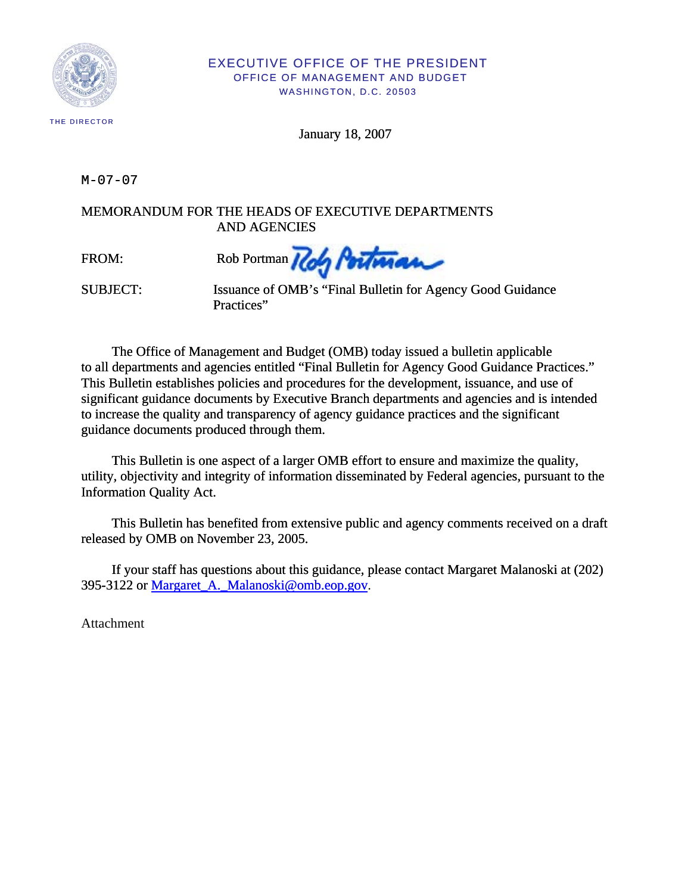EXECUTIVE OFFICE OF THE PRESIDENT
OFFICE OF MANAGEMENT AND BUDGET
WASHINGTON, D.C. 20503

THE DIRECTOR

January 18, 2007

M-07-07

MEMORANDUM FOR THE HEADS OF EXECUTIVE DEPARTMENTS AND AGENCIES

FROM: Rob Portman

SUBJECT: Issuance of OMB's "Final Bulletin for Agency Good Guidance Practices"

The Office of Management and Budget (OMB) today issued a bulletin applicable to all departments and agencies entitled "Final Bulletin for Agency Good Guidance Practices." This Bulletin establishes policies and procedures for the development, issuance, and use of significant guidance documents by Executive Branch departments and agencies and is intended to increase the quality and transparency of agency guidance practices and the significant guidance documents produced through them.

This Bulletin is one aspect of a larger OMB effort to ensure and maximize the quality, utility, objectivity and integrity of information disseminated by Federal agencies, pursuant to the Information Quality Act.

This Bulletin has benefited from extensive public and agency comments received on a draft released by OMB on November 23, 2005.

If your staff has questions about this guidance, please contact Margaret Malanoski at (202) 395-3122 or Margaret_A._Malanoski@omb.eop.gov.

Attachment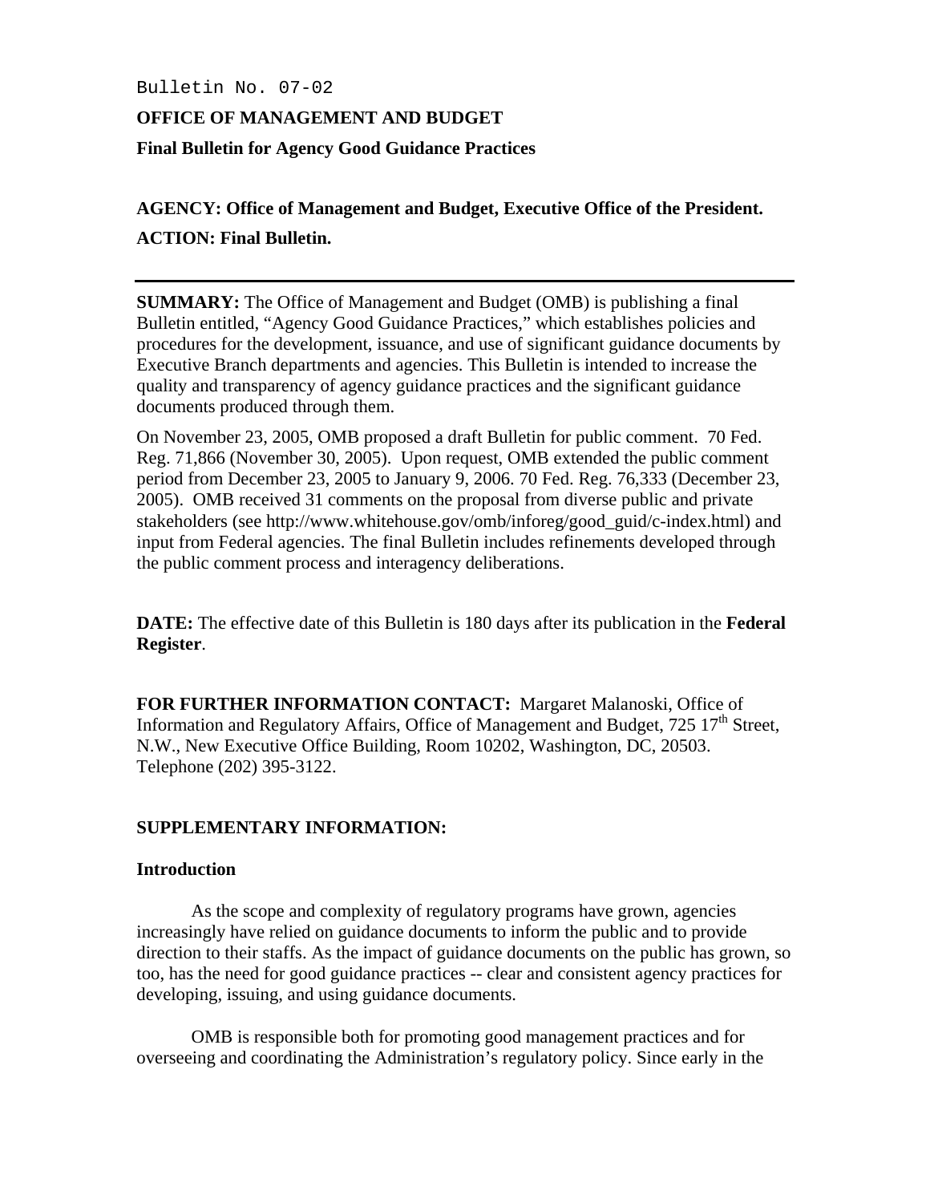Bulletin No. 07-02

**OFFICE OF MANAGEMENT AND BUDGET**

**Final Bulletin for Agency Good Guidance Practices**

**AGENCY: Office of Management and Budget, Executive Office of the President.**

**ACTION: Final Bulletin.**

---

**SUMMARY:** The Office of Management and Budget (OMB) is publishing a final Bulletin entitled, "Agency Good Guidance Practices," which establishes policies and procedures for the development, issuance, and use of significant guidance documents by Executive Branch departments and agencies. This Bulletin is intended to increase the quality and transparency of agency guidance practices and the significant guidance documents produced through them.

On November 23, 2005, OMB proposed a draft Bulletin for public comment. 70 Fed. Reg. 71,866 (November 30, 2005). Upon request, OMB extended the public comment period from December 23, 2005 to January 9, 2006. 70 Fed. Reg. 76,333 (December 23, 2005). OMB received 31 comments on the proposal from diverse public and private stakeholders (see http://www.whitehouse.gov/omb/inforeg/good_guid/c-index.html) and input from Federal agencies. The final Bulletin includes refinements developed through the public comment process and interagency deliberations.

**DATE:** The effective date of this Bulletin is 180 days after its publication in the **Federal Register**.

**FOR FURTHER INFORMATION CONTACT:** Margaret Malanoski, Office of Information and Regulatory Affairs, Office of Management and Budget, 725 17th Street, N.W., New Executive Office Building, Room 10202, Washington, DC, 20503. Telephone (202) 395-3122.

**SUPPLEMENTARY INFORMATION:**

**Introduction**

As the scope and complexity of regulatory programs have grown, agencies increasingly have relied on guidance documents to inform the public and to provide direction to their staffs. As the impact of guidance documents on the public has grown, so too, has the need for good guidance practices -- clear and consistent agency practices for developing, issuing, and using guidance documents.

OMB is responsible both for promoting good management practices and for overseeing and coordinating the Administration's regulatory policy. Since early in the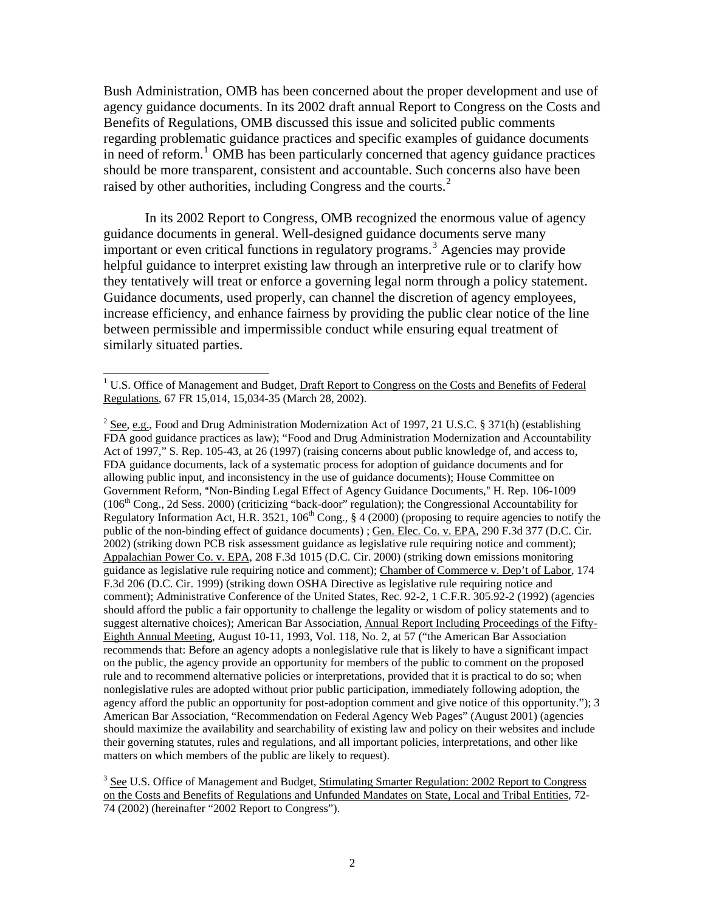Bush Administration, OMB has been concerned about the proper development and use of agency guidance documents. In its 2002 draft annual Report to Congress on the Costs and Benefits of Regulations, OMB discussed this issue and solicited public comments regarding problematic guidance practices and specific examples of guidance documents in need of reform.[1] OMB has been particularly concerned that agency guidance practices should be more transparent, consistent and accountable. Such concerns also have been raised by other authorities, including Congress and the courts.[2]

In its 2002 Report to Congress, OMB recognized the enormous value of agency guidance documents in general. Well-designed guidance documents serve many important or even critical functions in regulatory programs.[3] Agencies may provide helpful guidance to interpret existing law through an interpretive rule or to clarify how they tentatively will treat or enforce a governing legal norm through a policy statement. Guidance documents, used properly, can channel the discretion of agency employees, increase efficiency, and enhance fairness by providing the public clear notice of the line between permissible and impermissible conduct while ensuring equal treatment of similarly situated parties.

---

[1] U.S. Office of Management and Budget, Draft Report to Congress on the Costs and Benefits of Federal Regulations, 67 FR 15,014, 15,034-35 (March 28, 2002).

[2] See, e.g., Food and Drug Administration Modernization Act of 1997, 21 U.S.C. § 371(h) (establishing FDA good guidance practices as law); "Food and Drug Administration Modernization and Accountability Act of 1997," S. Rep. 105-43, at 26 (1997) (raising concerns about public knowledge of, and access to, FDA guidance documents, lack of a systematic process for adoption of guidance documents and for allowing public input, and inconsistency in the use of guidance documents); House Committee on Government Reform, "Non-Binding Legal Effect of Agency Guidance Documents," H. Rep. 106-1009 (106th Cong., 2d Sess. 2000) (criticizing "back-door" regulation); the Congressional Accountability for Regulatory Information Act, H.R. 3521, 106th Cong., § 4 (2000) (proposing to require agencies to notify the public of the non-binding effect of guidance documents) ; Gen. Elec. Co. v. EPA, 290 F.3d 377 (D.C. Cir. 2002) (striking down PCB risk assessment guidance as legislative rule requiring notice and comment); Appalachian Power Co. v. EPA, 208 F.3d 1015 (D.C. Cir. 2000) (striking down emissions monitoring guidance as legislative rule requiring notice and comment); Chamber of Commerce v. Dep't of Labor, 174 F.3d 206 (D.C. Cir. 1999) (striking down OSHA Directive as legislative rule requiring notice and comment); Administrative Conference of the United States, Rec. 92-2, 1 C.F.R. 305.92-2 (1992) (agencies should afford the public a fair opportunity to challenge the legality or wisdom of policy statements and to suggest alternative choices); American Bar Association, Annual Report Including Proceedings of the Fifty-Eighth Annual Meeting, August 10-11, 1993, Vol. 118, No. 2, at 57 ("the American Bar Association recommends that: Before an agency adopts a nonlegislative rule that is likely to have a significant impact on the public, the agency provide an opportunity for members of the public to comment on the proposed rule and to recommend alternative policies or interpretations, provided that it is practical to do so; when nonlegislative rules are adopted without prior public participation, immediately following adoption, the agency afford the public an opportunity for post-adoption comment and give notice of this opportunity."); 3 American Bar Association, "Recommendation on Federal Agency Web Pages" (August 2001) (agencies should maximize the availability and searchability of existing law and policy on their websites and include their governing statutes, rules and regulations, and all important policies, interpretations, and other like matters on which members of the public are likely to request).

[3] See U.S. Office of Management and Budget, Stimulating Smarter Regulation: 2002 Report to Congress on the Costs and Benefits of Regulations and Unfunded Mandates on State, Local and Tribal Entities, 72-74 (2002) (hereinafter "2002 Report to Congress").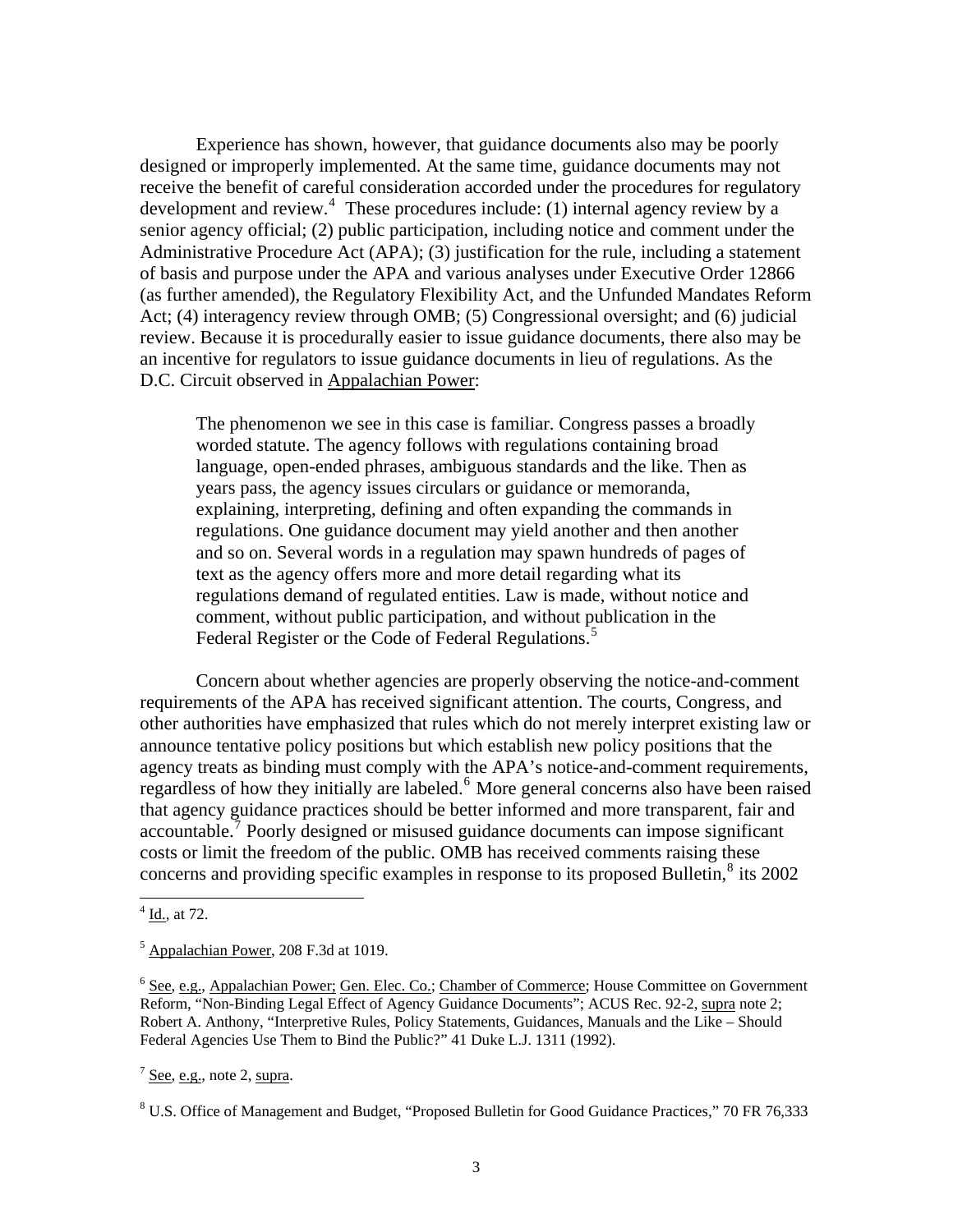Experience has shown, however, that guidance documents also may be poorly designed or improperly implemented. At the same time, guidance documents may not receive the benefit of careful consideration accorded under the procedures for regulatory development and review.[4] These procedures include: (1) internal agency review by a senior agency official; (2) public participation, including notice and comment under the Administrative Procedure Act (APA); (3) justification for the rule, including a statement of basis and purpose under the APA and various analyses under Executive Order 12866 (as further amended), the Regulatory Flexibility Act, and the Unfunded Mandates Reform Act; (4) interagency review through OMB; (5) Congressional oversight; and (6) judicial review. Because it is procedurally easier to issue guidance documents, there also may be an incentive for regulators to issue guidance documents in lieu of regulations. As the D.C. Circuit observed in Appalachian Power:

> The phenomenon we see in this case is familiar. Congress passes a broadly worded statute. The agency follows with regulations containing broad language, open-ended phrases, ambiguous standards and the like. Then as years pass, the agency issues circulars or guidance or memoranda, explaining, interpreting, defining and often expanding the commands in regulations. One guidance document may yield another and then another and so on. Several words in a regulation may spawn hundreds of pages of text as the agency offers more and more detail regarding what its regulations demand of regulated entities. Law is made, without notice and comment, without public participation, and without publication in the Federal Register or the Code of Federal Regulations.[5]

Concern about whether agencies are properly observing the notice-and-comment requirements of the APA has received significant attention. The courts, Congress, and other authorities have emphasized that rules which do not merely interpret existing law or announce tentative policy positions but which establish new policy positions that the agency treats as binding must comply with the APA's notice-and-comment requirements, regardless of how they initially are labeled.[6] More general concerns also have been raised that agency guidance practices should be better informed and more transparent, fair and accountable.[7] Poorly designed or misused guidance documents can impose significant costs or limit the freedom of the public. OMB has received comments raising these concerns and providing specific examples in response to its proposed Bulletin,[8] its 2002

---

[4] Id., at 72.

[5] Appalachian Power, 208 F.3d at 1019.

[6] See, e.g., Appalachian Power; Gen. Elec. Co.; Chamber of Commerce; House Committee on Government Reform, "Non-Binding Legal Effect of Agency Guidance Documents"; ACUS Rec. 92-2, supra note 2; Robert A. Anthony, "Interpretive Rules, Policy Statements, Guidances, Manuals and the Like – Should Federal Agencies Use Them to Bind the Public?" 41 Duke L.J. 1311 (1992).

[7] See, e.g., note 2, supra.

[8] U.S. Office of Management and Budget, "Proposed Bulletin for Good Guidance Practices," 70 FR 76,333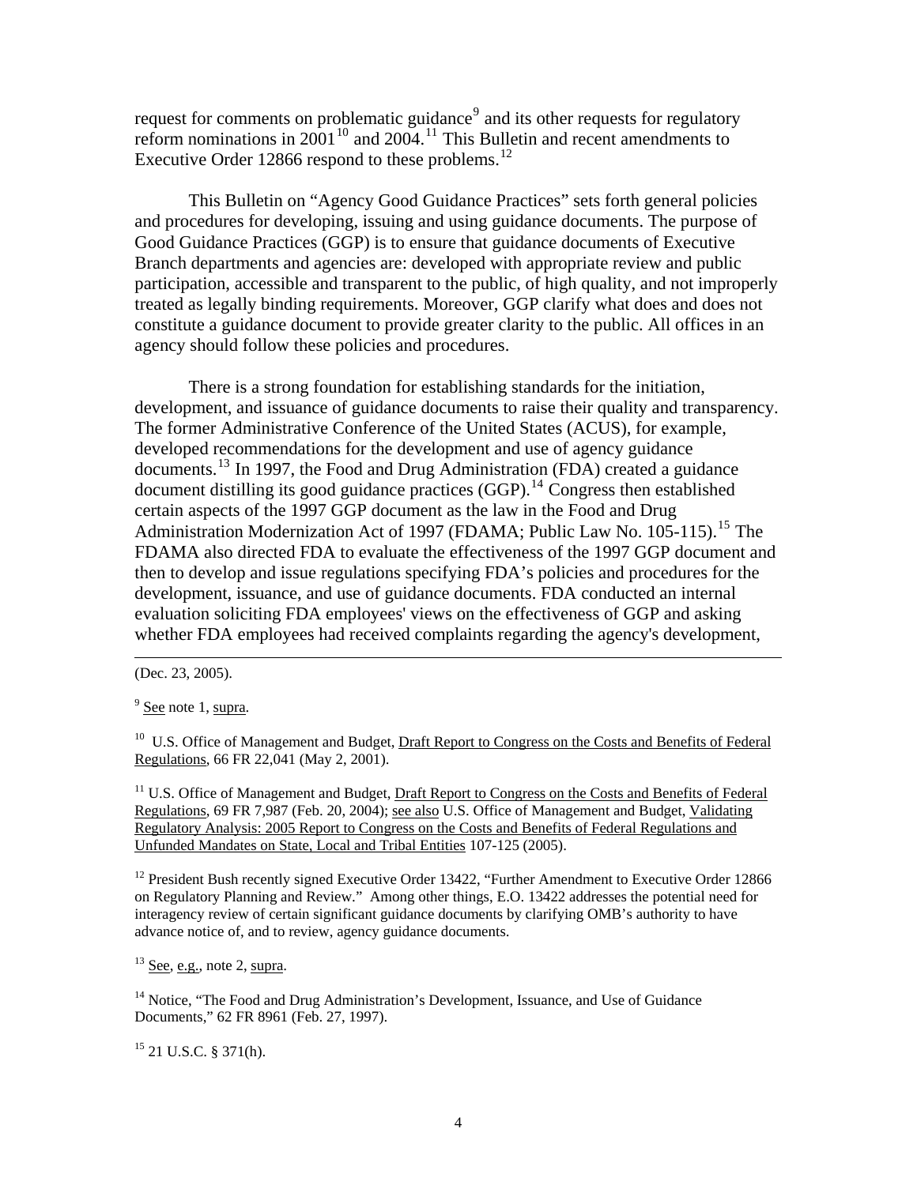request for comments on problematic guidance[9] and its other requests for regulatory reform nominations in 2001[10] and 2004.[11] This Bulletin and recent amendments to Executive Order 12866 respond to these problems.[12]

This Bulletin on "Agency Good Guidance Practices" sets forth general policies and procedures for developing, issuing and using guidance documents. The purpose of Good Guidance Practices (GGP) is to ensure that guidance documents of Executive Branch departments and agencies are: developed with appropriate review and public participation, accessible and transparent to the public, of high quality, and not improperly treated as legally binding requirements. Moreover, GGP clarify what does and does not constitute a guidance document to provide greater clarity to the public. All offices in an agency should follow these policies and procedures.

There is a strong foundation for establishing standards for the initiation, development, and issuance of guidance documents to raise their quality and transparency. The former Administrative Conference of the United States (ACUS), for example, developed recommendations for the development and use of agency guidance documents.[13] In 1997, the Food and Drug Administration (FDA) created a guidance document distilling its good guidance practices (GGP).[14] Congress then established certain aspects of the 1997 GGP document as the law in the Food and Drug Administration Modernization Act of 1997 (FDAMA; Public Law No. 105-115).[15] The FDAMA also directed FDA to evaluate the effectiveness of the 1997 GGP document and then to develop and issue regulations specifying FDA's policies and procedures for the development, issuance, and use of guidance documents. FDA conducted an internal evaluation soliciting FDA employees' views on the effectiveness of GGP and asking whether FDA employees had received complaints regarding the agency's development,

---

(Dec. 23, 2005).

[9] See note 1, supra.

[10] U.S. Office of Management and Budget, Draft Report to Congress on the Costs and Benefits of Federal Regulations, 66 FR 22,041 (May 2, 2001).

[11] U.S. Office of Management and Budget, Draft Report to Congress on the Costs and Benefits of Federal Regulations, 69 FR 7,987 (Feb. 20, 2004); see also U.S. Office of Management and Budget, Validating Regulatory Analysis: 2005 Report to Congress on the Costs and Benefits of Federal Regulations and Unfunded Mandates on State, Local and Tribal Entities 107-125 (2005).

[12] President Bush recently signed Executive Order 13422, "Further Amendment to Executive Order 12866 on Regulatory Planning and Review." Among other things, E.O. 13422 addresses the potential need for interagency review of certain significant guidance documents by clarifying OMB's authority to have advance notice of, and to review, agency guidance documents.

[13] See, e.g., note 2, supra.

[14] Notice, "The Food and Drug Administration's Development, Issuance, and Use of Guidance Documents," 62 FR 8961 (Feb. 27, 1997).

[15] 21 U.S.C. § 371(h).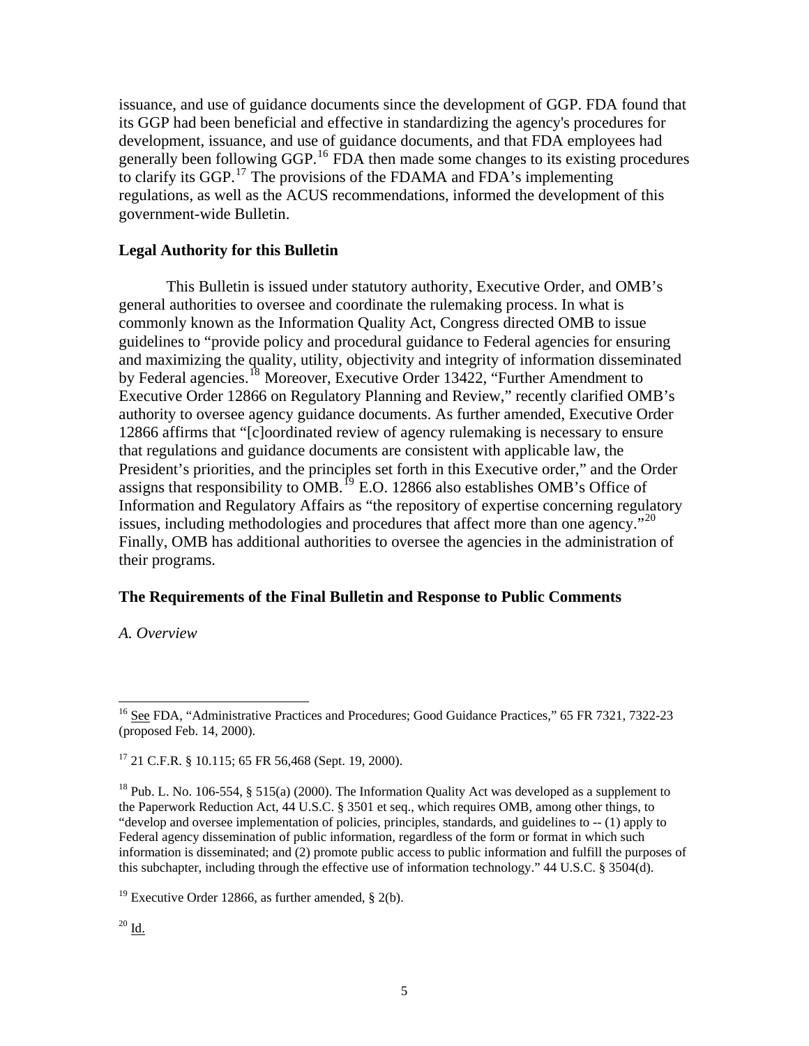issuance, and use of guidance documents since the development of GGP. FDA found that its GGP had been beneficial and effective in standardizing the agency's procedures for development, issuance, and use of guidance documents, and that FDA employees had generally been following GGP.[16] FDA then made some changes to its existing procedures to clarify its GGP.[17] The provisions of the FDAMA and FDA's implementing regulations, as well as the ACUS recommendations, informed the development of this government-wide Bulletin.

**Legal Authority for this Bulletin**

This Bulletin is issued under statutory authority, Executive Order, and OMB's general authorities to oversee and coordinate the rulemaking process. In what is commonly known as the Information Quality Act, Congress directed OMB to issue guidelines to "provide policy and procedural guidance to Federal agencies for ensuring and maximizing the quality, utility, objectivity and integrity of information disseminated by Federal agencies.[18] Moreover, Executive Order 13422, "Further Amendment to Executive Order 12866 on Regulatory Planning and Review," recently clarified OMB's authority to oversee agency guidance documents. As further amended, Executive Order 12866 affirms that "[c]oordinated review of agency rulemaking is necessary to ensure that regulations and guidance documents are consistent with applicable law, the President's priorities, and the principles set forth in this Executive order," and the Order assigns that responsibility to OMB.[19] E.O. 12866 also establishes OMB's Office of Information and Regulatory Affairs as "the repository of expertise concerning regulatory issues, including methodologies and procedures that affect more than one agency."[20] Finally, OMB has additional authorities to oversee the agencies in the administration of their programs.

**The Requirements of the Final Bulletin and Response to Public Comments**

*A. Overview*

---

[16] See FDA, "Administrative Practices and Procedures; Good Guidance Practices," 65 FR 7321, 7322-23 (proposed Feb. 14, 2000).

[17] 21 C.F.R. § 10.115; 65 FR 56,468 (Sept. 19, 2000).

[18] Pub. L. No. 106-554, § 515(a) (2000). The Information Quality Act was developed as a supplement to the Paperwork Reduction Act, 44 U.S.C. § 3501 et seq., which requires OMB, among other things, to "develop and oversee implementation of policies, principles, standards, and guidelines to -- (1) apply to Federal agency dissemination of public information, regardless of the form or format in which such information is disseminated; and (2) promote public access to public information and fulfill the purposes of this subchapter, including through the effective use of information technology." 44 U.S.C. § 3504(d).

[19] Executive Order 12866, as further amended, § 2(b).

[20] Id.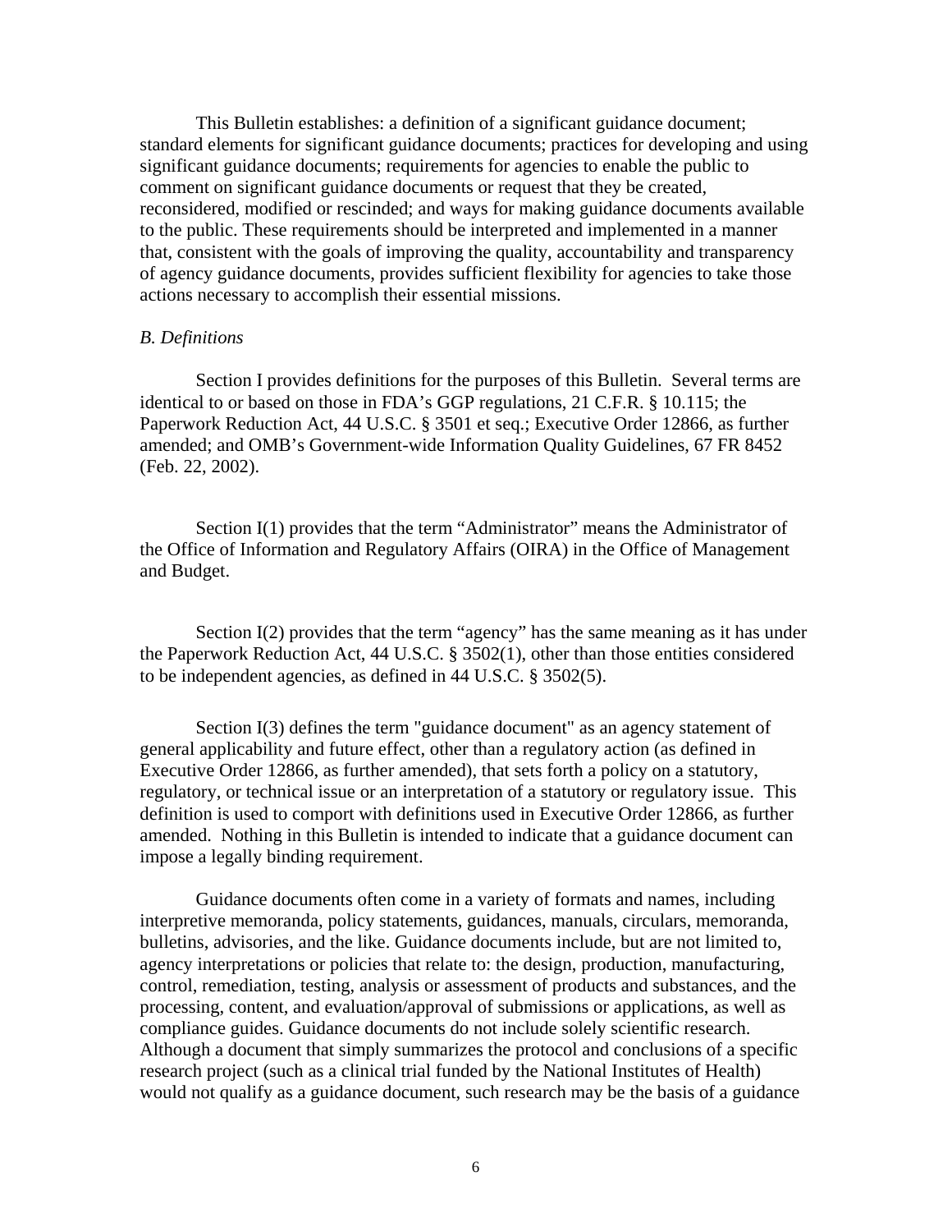This Bulletin establishes: a definition of a significant guidance document; standard elements for significant guidance documents; practices for developing and using significant guidance documents; requirements for agencies to enable the public to comment on significant guidance documents or request that they be created, reconsidered, modified or rescinded; and ways for making guidance documents available to the public. These requirements should be interpreted and implemented in a manner that, consistent with the goals of improving the quality, accountability and transparency of agency guidance documents, provides sufficient flexibility for agencies to take those actions necessary to accomplish their essential missions.

*B. Definitions*

Section I provides definitions for the purposes of this Bulletin. Several terms are identical to or based on those in FDA's GGP regulations, 21 C.F.R. § 10.115; the Paperwork Reduction Act, 44 U.S.C. § 3501 et seq.; Executive Order 12866, as further amended; and OMB's Government-wide Information Quality Guidelines, 67 FR 8452 (Feb. 22, 2002).

Section I(1) provides that the term "Administrator" means the Administrator of the Office of Information and Regulatory Affairs (OIRA) in the Office of Management and Budget.

Section I(2) provides that the term "agency" has the same meaning as it has under the Paperwork Reduction Act, 44 U.S.C. § 3502(1), other than those entities considered to be independent agencies, as defined in 44 U.S.C. § 3502(5).

Section I(3) defines the term "guidance document" as an agency statement of general applicability and future effect, other than a regulatory action (as defined in Executive Order 12866, as further amended), that sets forth a policy on a statutory, regulatory, or technical issue or an interpretation of a statutory or regulatory issue. This definition is used to comport with definitions used in Executive Order 12866, as further amended. Nothing in this Bulletin is intended to indicate that a guidance document can impose a legally binding requirement.

Guidance documents often come in a variety of formats and names, including interpretive memoranda, policy statements, guidances, manuals, circulars, memoranda, bulletins, advisories, and the like. Guidance documents include, but are not limited to, agency interpretations or policies that relate to: the design, production, manufacturing, control, remediation, testing, analysis or assessment of products and substances, and the processing, content, and evaluation/approval of submissions or applications, as well as compliance guides. Guidance documents do not include solely scientific research. Although a document that simply summarizes the protocol and conclusions of a specific research project (such as a clinical trial funded by the National Institutes of Health) would not qualify as a guidance document, such research may be the basis of a guidance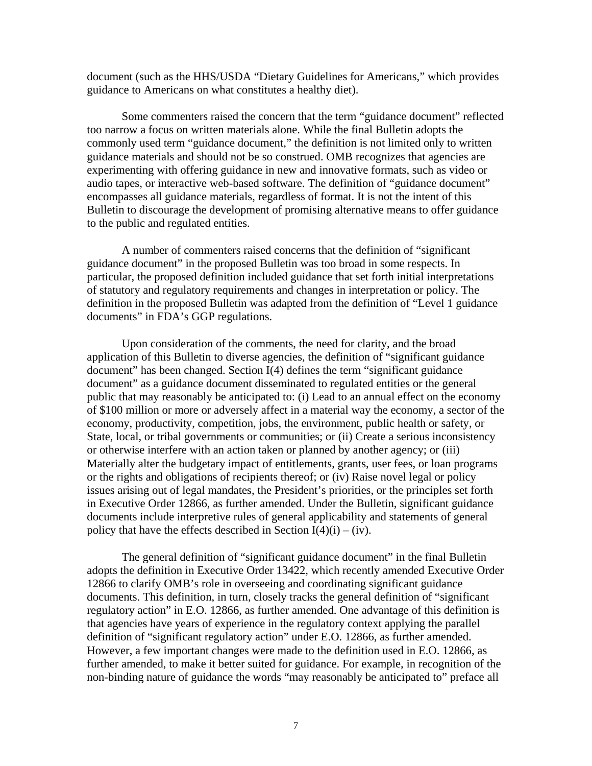document (such as the HHS/USDA "Dietary Guidelines for Americans," which provides guidance to Americans on what constitutes a healthy diet).

Some commenters raised the concern that the term "guidance document" reflected too narrow a focus on written materials alone. While the final Bulletin adopts the commonly used term "guidance document," the definition is not limited only to written guidance materials and should not be so construed. OMB recognizes that agencies are experimenting with offering guidance in new and innovative formats, such as video or audio tapes, or interactive web-based software. The definition of "guidance document" encompasses all guidance materials, regardless of format. It is not the intent of this Bulletin to discourage the development of promising alternative means to offer guidance to the public and regulated entities.

A number of commenters raised concerns that the definition of "significant guidance document" in the proposed Bulletin was too broad in some respects. In particular, the proposed definition included guidance that set forth initial interpretations of statutory and regulatory requirements and changes in interpretation or policy. The definition in the proposed Bulletin was adapted from the definition of "Level 1 guidance documents" in FDA's GGP regulations.

Upon consideration of the comments, the need for clarity, and the broad application of this Bulletin to diverse agencies, the definition of "significant guidance document" has been changed. Section I(4) defines the term "significant guidance document" as a guidance document disseminated to regulated entities or the general public that may reasonably be anticipated to: (i) Lead to an annual effect on the economy of $100 million or more or adversely affect in a material way the economy, a sector of the economy, productivity, competition, jobs, the environment, public health or safety, or State, local, or tribal governments or communities; or (ii) Create a serious inconsistency or otherwise interfere with an action taken or planned by another agency; or (iii) Materially alter the budgetary impact of entitlements, grants, user fees, or loan programs or the rights and obligations of recipients thereof; or (iv) Raise novel legal or policy issues arising out of legal mandates, the President's priorities, or the principles set forth in Executive Order 12866, as further amended. Under the Bulletin, significant guidance documents include interpretive rules of general applicability and statements of general policy that have the effects described in Section I(4)(i) – (iv).

The general definition of "significant guidance document" in the final Bulletin adopts the definition in Executive Order 13422, which recently amended Executive Order 12866 to clarify OMB's role in overseeing and coordinating significant guidance documents. This definition, in turn, closely tracks the general definition of "significant regulatory action" in E.O. 12866, as further amended. One advantage of this definition is that agencies have years of experience in the regulatory context applying the parallel definition of "significant regulatory action" under E.O. 12866, as further amended. However, a few important changes were made to the definition used in E.O. 12866, as further amended, to make it better suited for guidance. For example, in recognition of the non-binding nature of guidance the words "may reasonably be anticipated to" preface all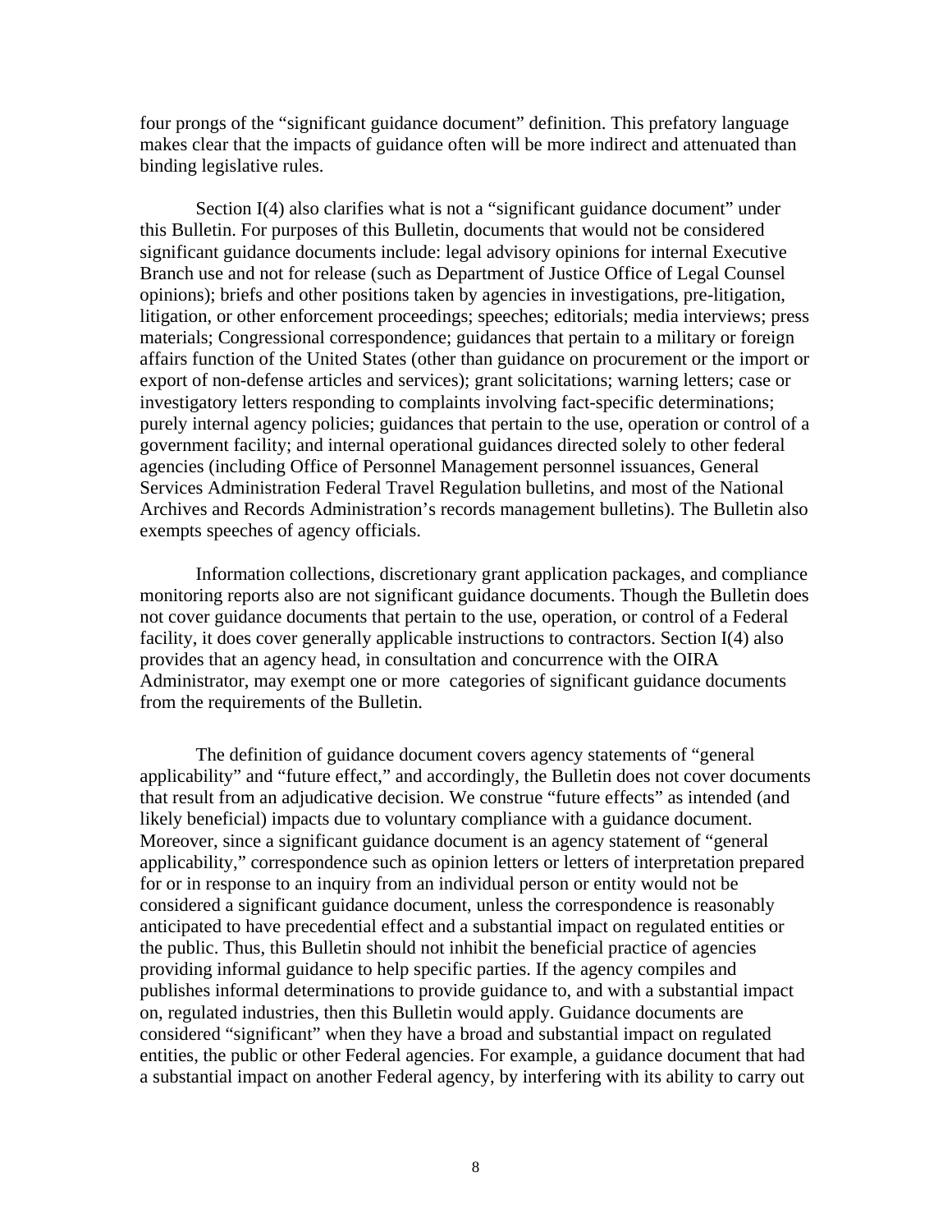four prongs of the "significant guidance document" definition. This prefatory language makes clear that the impacts of guidance often will be more indirect and attenuated than binding legislative rules.

Section I(4) also clarifies what is not a "significant guidance document" under this Bulletin. For purposes of this Bulletin, documents that would not be considered significant guidance documents include: legal advisory opinions for internal Executive Branch use and not for release (such as Department of Justice Office of Legal Counsel opinions); briefs and other positions taken by agencies in investigations, pre-litigation, litigation, or other enforcement proceedings; speeches; editorials; media interviews; press materials; Congressional correspondence; guidances that pertain to a military or foreign affairs function of the United States (other than guidance on procurement or the import or export of non-defense articles and services); grant solicitations; warning letters; case or investigatory letters responding to complaints involving fact-specific determinations; purely internal agency policies; guidances that pertain to the use, operation or control of a government facility; and internal operational guidances directed solely to other federal agencies (including Office of Personnel Management personnel issuances, General Services Administration Federal Travel Regulation bulletins, and most of the National Archives and Records Administration's records management bulletins). The Bulletin also exempts speeches of agency officials.

Information collections, discretionary grant application packages, and compliance monitoring reports also are not significant guidance documents. Though the Bulletin does not cover guidance documents that pertain to the use, operation, or control of a Federal facility, it does cover generally applicable instructions to contractors. Section I(4) also provides that an agency head, in consultation and concurrence with the OIRA Administrator, may exempt one or more categories of significant guidance documents from the requirements of the Bulletin.

The definition of guidance document covers agency statements of "general applicability" and "future effect," and accordingly, the Bulletin does not cover documents that result from an adjudicative decision. We construe "future effects" as intended (and likely beneficial) impacts due to voluntary compliance with a guidance document. Moreover, since a significant guidance document is an agency statement of "general applicability," correspondence such as opinion letters or letters of interpretation prepared for or in response to an inquiry from an individual person or entity would not be considered a significant guidance document, unless the correspondence is reasonably anticipated to have precedential effect and a substantial impact on regulated entities or the public. Thus, this Bulletin should not inhibit the beneficial practice of agencies providing informal guidance to help specific parties. If the agency compiles and publishes informal determinations to provide guidance to, and with a substantial impact on, regulated industries, then this Bulletin would apply. Guidance documents are considered "significant" when they have a broad and substantial impact on regulated entities, the public or other Federal agencies. For example, a guidance document that had a substantial impact on another Federal agency, by interfering with its ability to carry out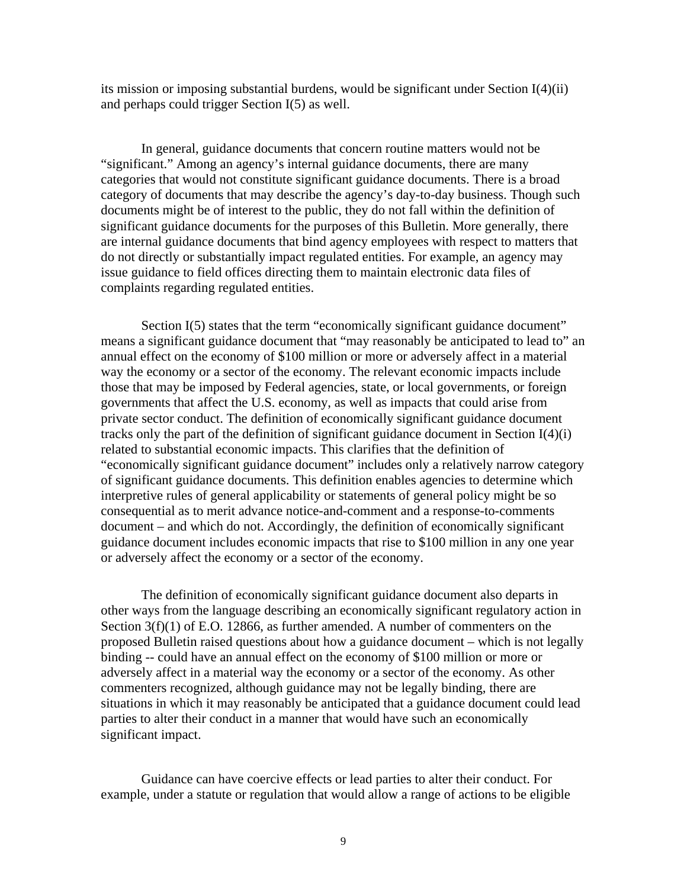its mission or imposing substantial burdens, would be significant under Section I(4)(ii) and perhaps could trigger Section I(5) as well.

In general, guidance documents that concern routine matters would not be "significant." Among an agency's internal guidance documents, there are many categories that would not constitute significant guidance documents. There is a broad category of documents that may describe the agency's day-to-day business. Though such documents might be of interest to the public, they do not fall within the definition of significant guidance documents for the purposes of this Bulletin. More generally, there are internal guidance documents that bind agency employees with respect to matters that do not directly or substantially impact regulated entities. For example, an agency may issue guidance to field offices directing them to maintain electronic data files of complaints regarding regulated entities.

Section I(5) states that the term "economically significant guidance document" means a significant guidance document that "may reasonably be anticipated to lead to" an annual effect on the economy of $100 million or more or adversely affect in a material way the economy or a sector of the economy. The relevant economic impacts include those that may be imposed by Federal agencies, state, or local governments, or foreign governments that affect the U.S. economy, as well as impacts that could arise from private sector conduct. The definition of economically significant guidance document tracks only the part of the definition of significant guidance document in Section I(4)(i) related to substantial economic impacts. This clarifies that the definition of "economically significant guidance document" includes only a relatively narrow category of significant guidance documents. This definition enables agencies to determine which interpretive rules of general applicability or statements of general policy might be so consequential as to merit advance notice-and-comment and a response-to-comments document – and which do not. Accordingly, the definition of economically significant guidance document includes economic impacts that rise to $100 million in any one year or adversely affect the economy or a sector of the economy.

The definition of economically significant guidance document also departs in other ways from the language describing an economically significant regulatory action in Section 3(f)(1) of E.O. 12866, as further amended. A number of commenters on the proposed Bulletin raised questions about how a guidance document – which is not legally binding -- could have an annual effect on the economy of $100 million or more or adversely affect in a material way the economy or a sector of the economy. As other commenters recognized, although guidance may not be legally binding, there are situations in which it may reasonably be anticipated that a guidance document could lead parties to alter their conduct in a manner that would have such an economically significant impact.

Guidance can have coercive effects or lead parties to alter their conduct. For example, under a statute or regulation that would allow a range of actions to be eligible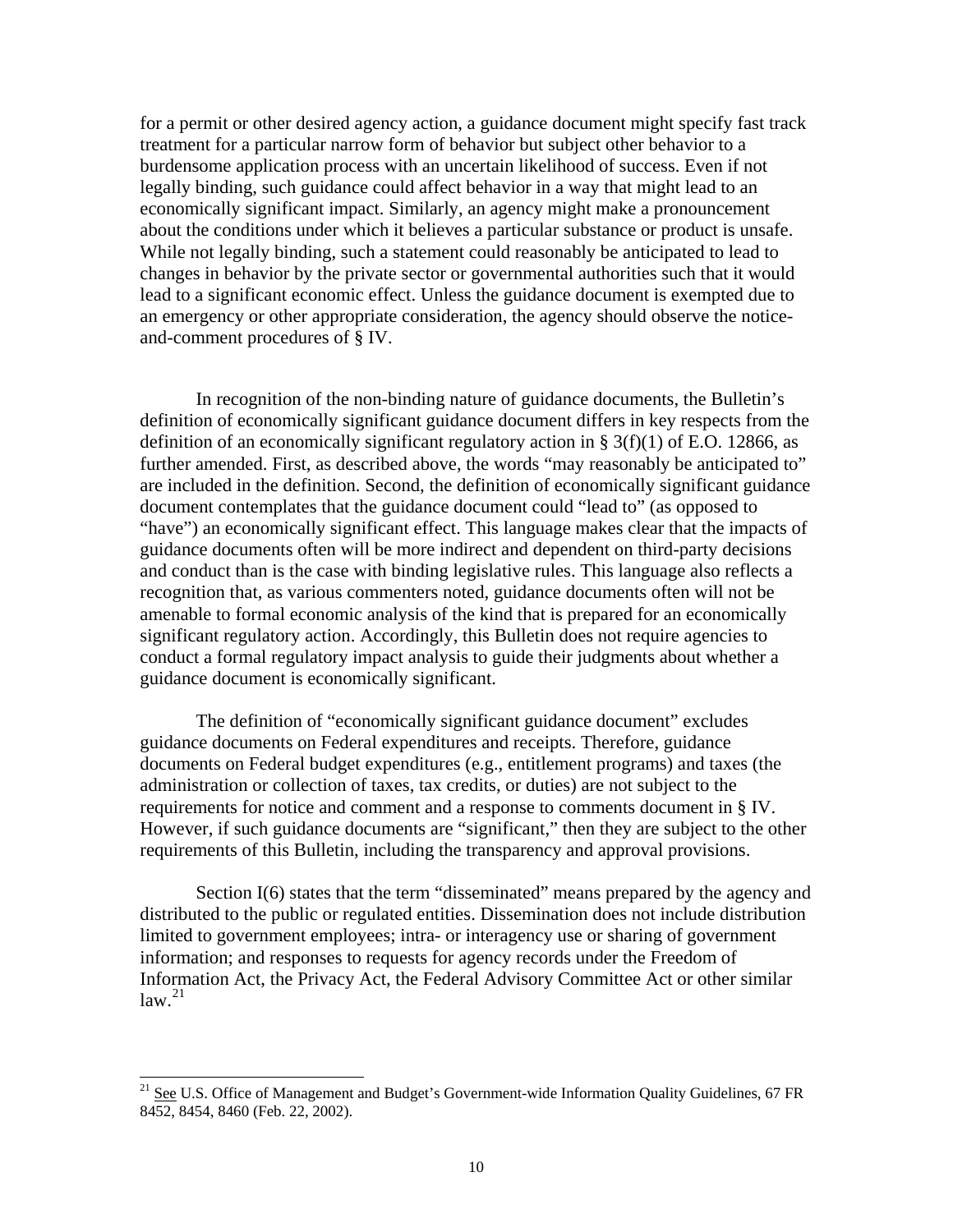for a permit or other desired agency action, a guidance document might specify fast track treatment for a particular narrow form of behavior but subject other behavior to a burdensome application process with an uncertain likelihood of success. Even if not legally binding, such guidance could affect behavior in a way that might lead to an economically significant impact. Similarly, an agency might make a pronouncement about the conditions under which it believes a particular substance or product is unsafe. While not legally binding, such a statement could reasonably be anticipated to lead to changes in behavior by the private sector or governmental authorities such that it would lead to a significant economic effect. Unless the guidance document is exempted due to an emergency or other appropriate consideration, the agency should observe the notice-and-comment procedures of § IV.

In recognition of the non-binding nature of guidance documents, the Bulletin's definition of economically significant guidance document differs in key respects from the definition of an economically significant regulatory action in § 3(f)(1) of E.O. 12866, as further amended. First, as described above, the words "may reasonably be anticipated to" are included in the definition. Second, the definition of economically significant guidance document contemplates that the guidance document could "lead to" (as opposed to "have") an economically significant effect. This language makes clear that the impacts of guidance documents often will be more indirect and dependent on third-party decisions and conduct than is the case with binding legislative rules. This language also reflects a recognition that, as various commenters noted, guidance documents often will not be amenable to formal economic analysis of the kind that is prepared for an economically significant regulatory action. Accordingly, this Bulletin does not require agencies to conduct a formal regulatory impact analysis to guide their judgments about whether a guidance document is economically significant.

The definition of "economically significant guidance document" excludes guidance documents on Federal expenditures and receipts. Therefore, guidance documents on Federal budget expenditures (e.g., entitlement programs) and taxes (the administration or collection of taxes, tax credits, or duties) are not subject to the requirements for notice and comment and a response to comments document in § IV. However, if such guidance documents are "significant," then they are subject to the other requirements of this Bulletin, including the transparency and approval provisions.

Section I(6) states that the term "disseminated" means prepared by the agency and distributed to the public or regulated entities. Dissemination does not include distribution limited to government employees; intra- or interagency use or sharing of government information; and responses to requests for agency records under the Freedom of Information Act, the Privacy Act, the Federal Advisory Committee Act or other similar law.[21]

[21] See U.S. Office of Management and Budget's Government-wide Information Quality Guidelines, 67 FR 8452, 8454, 8460 (Feb. 22, 2002).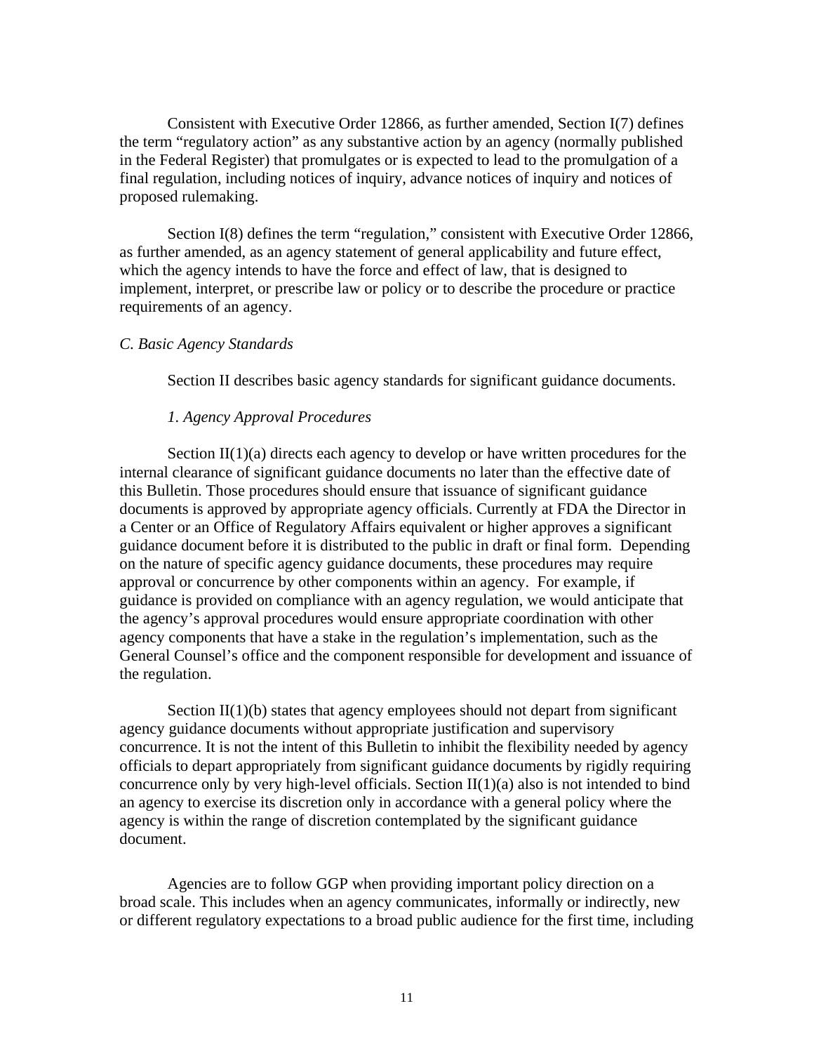Consistent with Executive Order 12866, as further amended, Section I(7) defines the term "regulatory action" as any substantive action by an agency (normally published in the Federal Register) that promulgates or is expected to lead to the promulgation of a final regulation, including notices of inquiry, advance notices of inquiry and notices of proposed rulemaking.

Section I(8) defines the term "regulation," consistent with Executive Order 12866, as further amended, as an agency statement of general applicability and future effect, which the agency intends to have the force and effect of law, that is designed to implement, interpret, or prescribe law or policy or to describe the procedure or practice requirements of an agency.

*C. Basic Agency Standards*

Section II describes basic agency standards for significant guidance documents.

*1. Agency Approval Procedures*

Section II(1)(a) directs each agency to develop or have written procedures for the internal clearance of significant guidance documents no later than the effective date of this Bulletin. Those procedures should ensure that issuance of significant guidance documents is approved by appropriate agency officials. Currently at FDA the Director in a Center or an Office of Regulatory Affairs equivalent or higher approves a significant guidance document before it is distributed to the public in draft or final form. Depending on the nature of specific agency guidance documents, these procedures may require approval or concurrence by other components within an agency. For example, if guidance is provided on compliance with an agency regulation, we would anticipate that the agency's approval procedures would ensure appropriate coordination with other agency components that have a stake in the regulation's implementation, such as the General Counsel's office and the component responsible for development and issuance of the regulation.

Section II(1)(b) states that agency employees should not depart from significant agency guidance documents without appropriate justification and supervisory concurrence. It is not the intent of this Bulletin to inhibit the flexibility needed by agency officials to depart appropriately from significant guidance documents by rigidly requiring concurrence only by very high-level officials. Section II(1)(a) also is not intended to bind an agency to exercise its discretion only in accordance with a general policy where the agency is within the range of discretion contemplated by the significant guidance document.

Agencies are to follow GGP when providing important policy direction on a broad scale. This includes when an agency communicates, informally or indirectly, new or different regulatory expectations to a broad public audience for the first time, including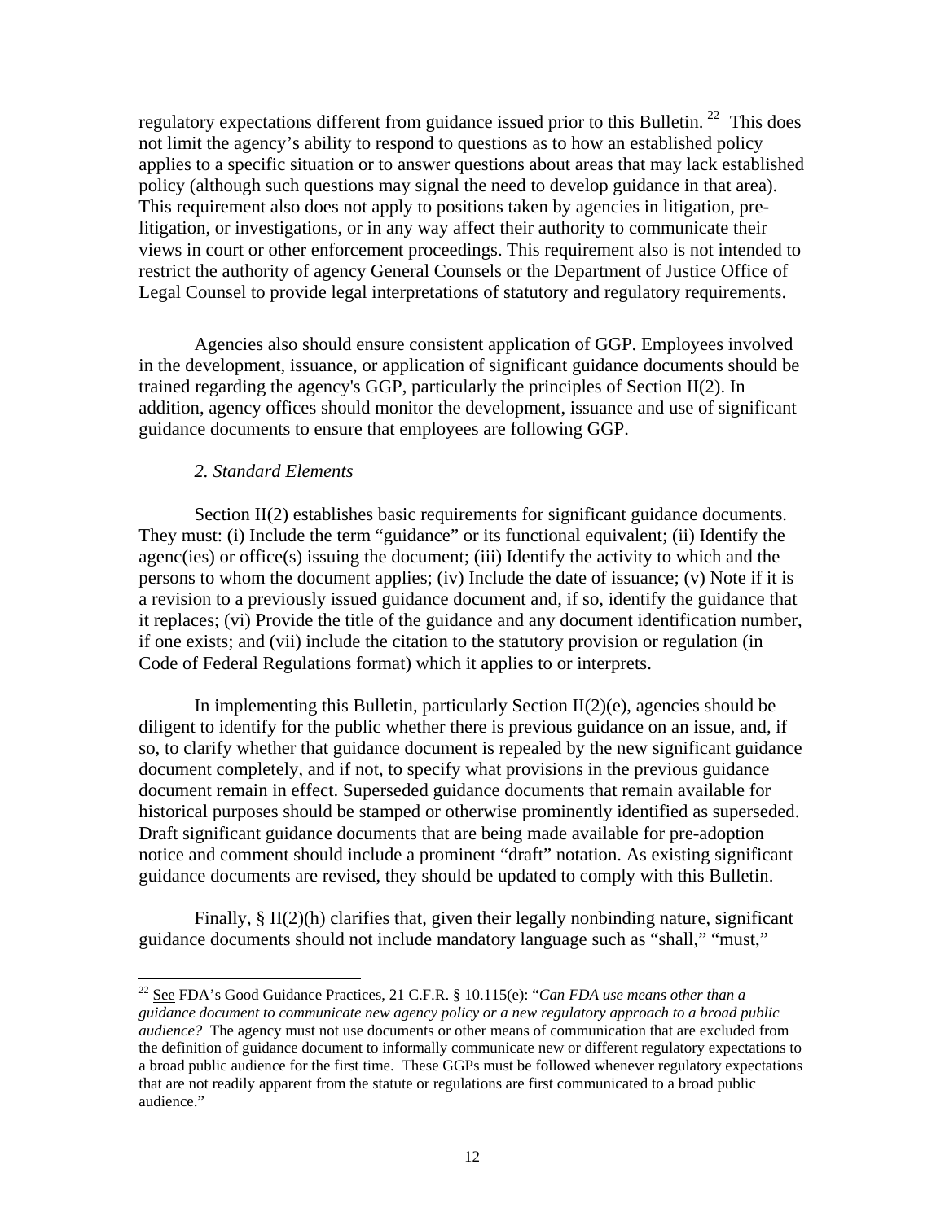regulatory expectations different from guidance issued prior to this Bulletin. [22] This does not limit the agency's ability to respond to questions as to how an established policy applies to a specific situation or to answer questions about areas that may lack established policy (although such questions may signal the need to develop guidance in that area). This requirement also does not apply to positions taken by agencies in litigation, pre-litigation, or investigations, or in any way affect their authority to communicate their views in court or other enforcement proceedings. This requirement also is not intended to restrict the authority of agency General Counsels or the Department of Justice Office of Legal Counsel to provide legal interpretations of statutory and regulatory requirements.

Agencies also should ensure consistent application of GGP. Employees involved in the development, issuance, or application of significant guidance documents should be trained regarding the agency's GGP, particularly the principles of Section II(2). In addition, agency offices should monitor the development, issuance and use of significant guidance documents to ensure that employees are following GGP.

*2. Standard Elements*

Section II(2) establishes basic requirements for significant guidance documents. They must: (i) Include the term "guidance" or its functional equivalent; (ii) Identify the agenc(ies) or office(s) issuing the document; (iii) Identify the activity to which and the persons to whom the document applies; (iv) Include the date of issuance; (v) Note if it is a revision to a previously issued guidance document and, if so, identify the guidance that it replaces; (vi) Provide the title of the guidance and any document identification number, if one exists; and (vii) include the citation to the statutory provision or regulation (in Code of Federal Regulations format) which it applies to or interprets.

In implementing this Bulletin, particularly Section II(2)(e), agencies should be diligent to identify for the public whether there is previous guidance on an issue, and, if so, to clarify whether that guidance document is repealed by the new significant guidance document completely, and if not, to specify what provisions in the previous guidance document remain in effect. Superseded guidance documents that remain available for historical purposes should be stamped or otherwise prominently identified as superseded. Draft significant guidance documents that are being made available for pre-adoption notice and comment should include a prominent "draft" notation. As existing significant guidance documents are revised, they should be updated to comply with this Bulletin.

Finally, § II(2)(h) clarifies that, given their legally nonbinding nature, significant guidance documents should not include mandatory language such as "shall," "must,"

---

[22] See FDA's Good Guidance Practices, 21 C.F.R. § 10.115(e): "*Can FDA use means other than a guidance document to communicate new agency policy or a new regulatory approach to a broad public audience?* The agency must not use documents or other means of communication that are excluded from the definition of guidance document to informally communicate new or different regulatory expectations to a broad public audience for the first time. These GGPs must be followed whenever regulatory expectations that are not readily apparent from the statute or regulations are first communicated to a broad public audience."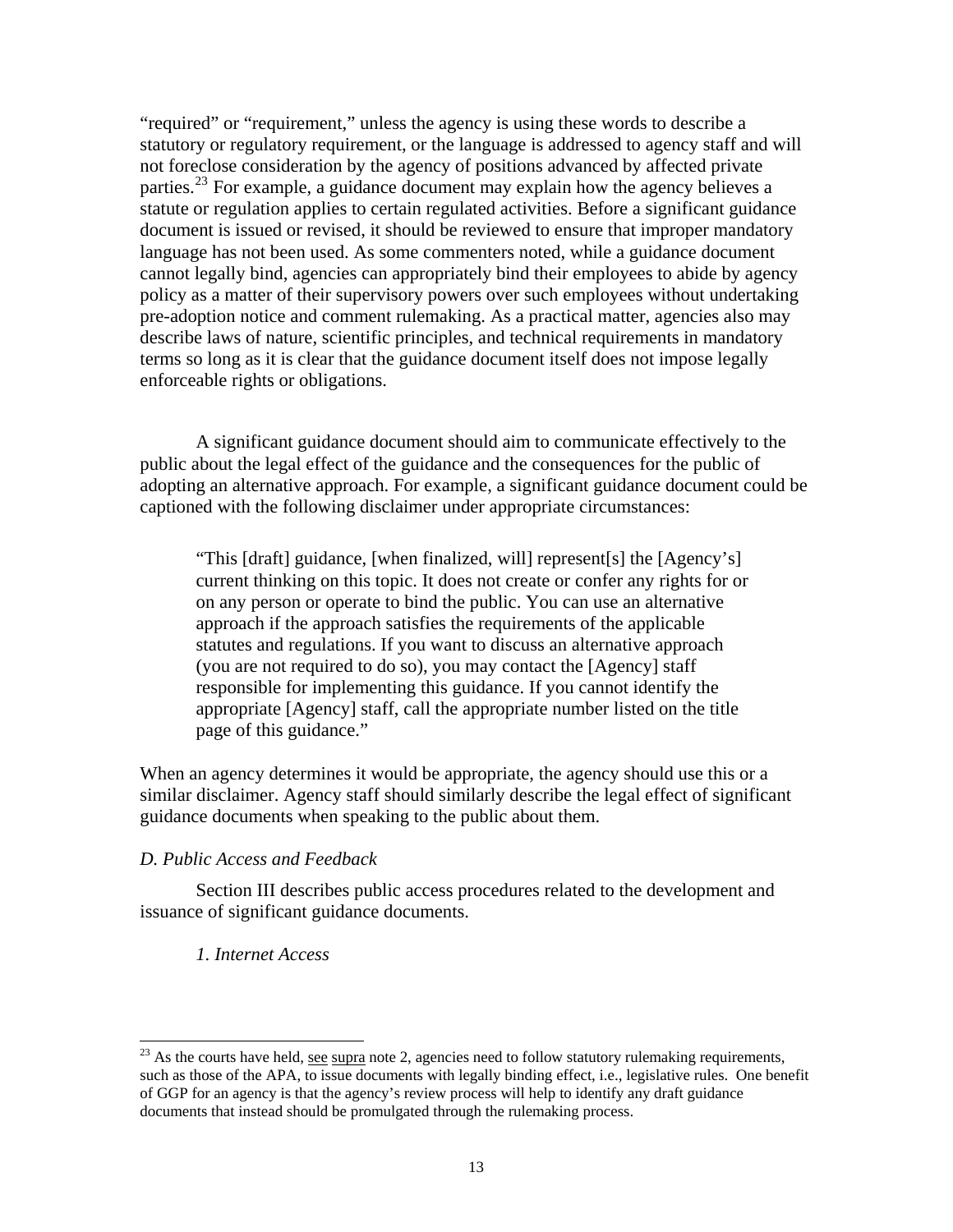"required" or "requirement," unless the agency is using these words to describe a statutory or regulatory requirement, or the language is addressed to agency staff and will not foreclose consideration by the agency of positions advanced by affected private parties.[23] For example, a guidance document may explain how the agency believes a statute or regulation applies to certain regulated activities. Before a significant guidance document is issued or revised, it should be reviewed to ensure that improper mandatory language has not been used. As some commenters noted, while a guidance document cannot legally bind, agencies can appropriately bind their employees to abide by agency policy as a matter of their supervisory powers over such employees without undertaking pre-adoption notice and comment rulemaking. As a practical matter, agencies also may describe laws of nature, scientific principles, and technical requirements in mandatory terms so long as it is clear that the guidance document itself does not impose legally enforceable rights or obligations.

A significant guidance document should aim to communicate effectively to the public about the legal effect of the guidance and the consequences for the public of adopting an alternative approach. For example, a significant guidance document could be captioned with the following disclaimer under appropriate circumstances:

> "This [draft] guidance, [when finalized, will] represent[s] the [Agency's] current thinking on this topic. It does not create or confer any rights for or on any person or operate to bind the public. You can use an alternative approach if the approach satisfies the requirements of the applicable statutes and regulations. If you want to discuss an alternative approach (you are not required to do so), you may contact the [Agency] staff responsible for implementing this guidance. If you cannot identify the appropriate [Agency] staff, call the appropriate number listed on the title page of this guidance."

When an agency determines it would be appropriate, the agency should use this or a similar disclaimer. Agency staff should similarly describe the legal effect of significant guidance documents when speaking to the public about them.

*D. Public Access and Feedback*

Section III describes public access procedures related to the development and issuance of significant guidance documents.

*1. Internet Access*

---

[23] As the courts have held, see supra note 2, agencies need to follow statutory rulemaking requirements, such as those of the APA, to issue documents with legally binding effect, i.e., legislative rules. One benefit of GGP for an agency is that the agency's review process will help to identify any draft guidance documents that instead should be promulgated through the rulemaking process.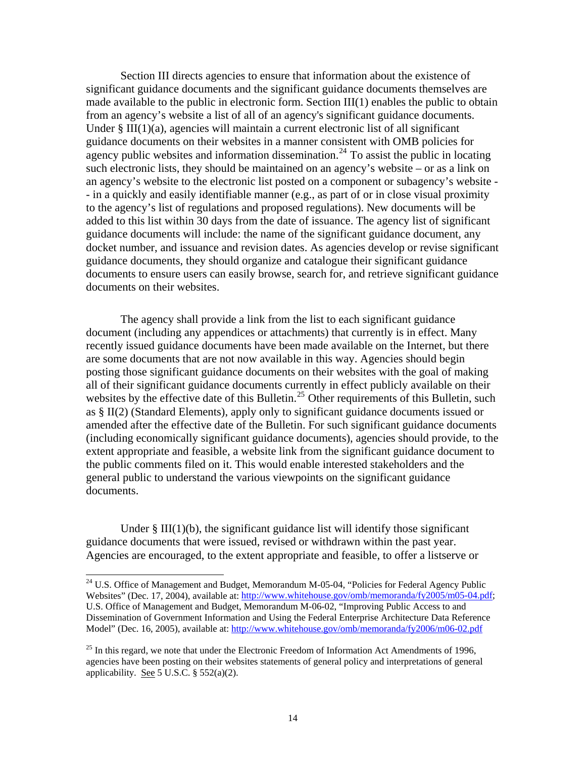Section III directs agencies to ensure that information about the existence of significant guidance documents and the significant guidance documents themselves are made available to the public in electronic form. Section III(1) enables the public to obtain from an agency's website a list of all of an agency's significant guidance documents. Under § III(1)(a), agencies will maintain a current electronic list of all significant guidance documents on their websites in a manner consistent with OMB policies for agency public websites and information dissemination.[24] To assist the public in locating such electronic lists, they should be maintained on an agency's website – or as a link on an agency's website to the electronic list posted on a component or subagency's website -- in a quickly and easily identifiable manner (e.g., as part of or in close visual proximity to the agency's list of regulations and proposed regulations). New documents will be added to this list within 30 days from the date of issuance. The agency list of significant guidance documents will include: the name of the significant guidance document, any docket number, and issuance and revision dates. As agencies develop or revise significant guidance documents, they should organize and catalogue their significant guidance documents to ensure users can easily browse, search for, and retrieve significant guidance documents on their websites.

The agency shall provide a link from the list to each significant guidance document (including any appendices or attachments) that currently is in effect. Many recently issued guidance documents have been made available on the Internet, but there are some documents that are not now available in this way. Agencies should begin posting those significant guidance documents on their websites with the goal of making all of their significant guidance documents currently in effect publicly available on their websites by the effective date of this Bulletin.[25] Other requirements of this Bulletin, such as § II(2) (Standard Elements), apply only to significant guidance documents issued or amended after the effective date of the Bulletin. For such significant guidance documents (including economically significant guidance documents), agencies should provide, to the extent appropriate and feasible, a website link from the significant guidance document to the public comments filed on it. This would enable interested stakeholders and the general public to understand the various viewpoints on the significant guidance documents.

Under § III(1)(b), the significant guidance list will identify those significant guidance documents that were issued, revised or withdrawn within the past year. Agencies are encouraged, to the extent appropriate and feasible, to offer a listserve or

---

[24] U.S. Office of Management and Budget, Memorandum M-05-04, "Policies for Federal Agency Public Websites" (Dec. 17, 2004), available at: http://www.whitehouse.gov/omb/memoranda/fy2005/m05-04.pdf; U.S. Office of Management and Budget, Memorandum M-06-02, "Improving Public Access to and Dissemination of Government Information and Using the Federal Enterprise Architecture Data Reference Model" (Dec. 16, 2005), available at: http://www.whitehouse.gov/omb/memoranda/fy2006/m06-02.pdf

[25] In this regard, we note that under the Electronic Freedom of Information Act Amendments of 1996, agencies have been posting on their websites statements of general policy and interpretations of general applicability. See 5 U.S.C. § 552(a)(2).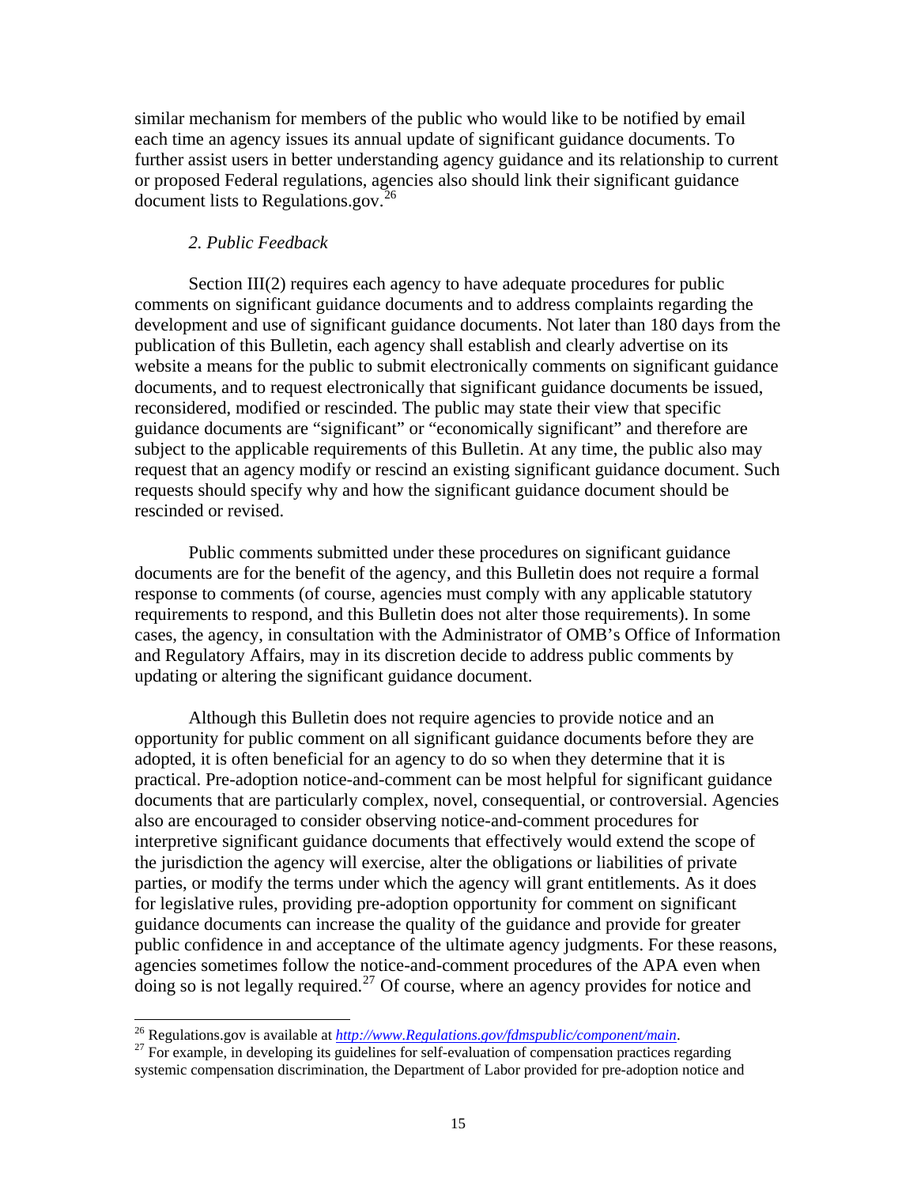similar mechanism for members of the public who would like to be notified by email each time an agency issues its annual update of significant guidance documents. To further assist users in better understanding agency guidance and its relationship to current or proposed Federal regulations, agencies also should link their significant guidance document lists to Regulations.gov.[26]

*2. Public Feedback*

Section III(2) requires each agency to have adequate procedures for public comments on significant guidance documents and to address complaints regarding the development and use of significant guidance documents. Not later than 180 days from the publication of this Bulletin, each agency shall establish and clearly advertise on its website a means for the public to submit electronically comments on significant guidance documents, and to request electronically that significant guidance documents be issued, reconsidered, modified or rescinded. The public may state their view that specific guidance documents are "significant" or "economically significant" and therefore are subject to the applicable requirements of this Bulletin. At any time, the public also may request that an agency modify or rescind an existing significant guidance document. Such requests should specify why and how the significant guidance document should be rescinded or revised.

Public comments submitted under these procedures on significant guidance documents are for the benefit of the agency, and this Bulletin does not require a formal response to comments (of course, agencies must comply with any applicable statutory requirements to respond, and this Bulletin does not alter those requirements). In some cases, the agency, in consultation with the Administrator of OMB's Office of Information and Regulatory Affairs, may in its discretion decide to address public comments by updating or altering the significant guidance document.

Although this Bulletin does not require agencies to provide notice and an opportunity for public comment on all significant guidance documents before they are adopted, it is often beneficial for an agency to do so when they determine that it is practical. Pre-adoption notice-and-comment can be most helpful for significant guidance documents that are particularly complex, novel, consequential, or controversial. Agencies also are encouraged to consider observing notice-and-comment procedures for interpretive significant guidance documents that effectively would extend the scope of the jurisdiction the agency will exercise, alter the obligations or liabilities of private parties, or modify the terms under which the agency will grant entitlements. As it does for legislative rules, providing pre-adoption opportunity for comment on significant guidance documents can increase the quality of the guidance and provide for greater public confidence in and acceptance of the ultimate agency judgments. For these reasons, agencies sometimes follow the notice-and-comment procedures of the APA even when doing so is not legally required.[27] Of course, where an agency provides for notice and

---

[26] Regulations.gov is available at *http://www.Regulations.gov/fdmspublic/component/main*.

[27] For example, in developing its guidelines for self-evaluation of compensation practices regarding systemic compensation discrimination, the Department of Labor provided for pre-adoption notice and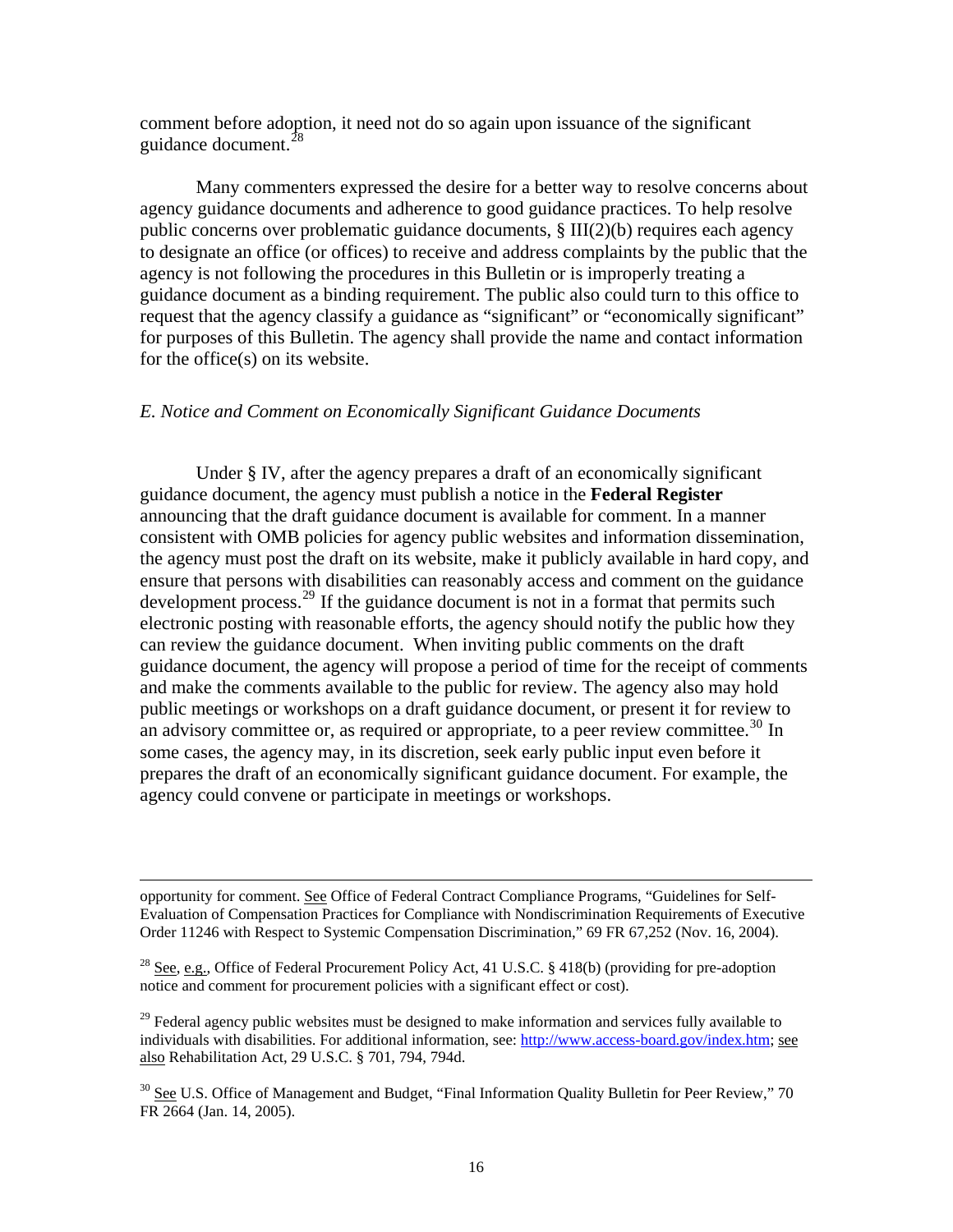comment before adoption, it need not do so again upon issuance of the significant guidance document.[28]

Many commenters expressed the desire for a better way to resolve concerns about agency guidance documents and adherence to good guidance practices. To help resolve public concerns over problematic guidance documents, § III(2)(b) requires each agency to designate an office (or offices) to receive and address complaints by the public that the agency is not following the procedures in this Bulletin or is improperly treating a guidance document as a binding requirement. The public also could turn to this office to request that the agency classify a guidance as "significant" or "economically significant" for purposes of this Bulletin. The agency shall provide the name and contact information for the office(s) on its website.

*E. Notice and Comment on Economically Significant Guidance Documents*

Under § IV, after the agency prepares a draft of an economically significant guidance document, the agency must publish a notice in the **Federal Register** announcing that the draft guidance document is available for comment. In a manner consistent with OMB policies for agency public websites and information dissemination, the agency must post the draft on its website, make it publicly available in hard copy, and ensure that persons with disabilities can reasonably access and comment on the guidance development process.[29] If the guidance document is not in a format that permits such electronic posting with reasonable efforts, the agency should notify the public how they can review the guidance document. When inviting public comments on the draft guidance document, the agency will propose a period of time for the receipt of comments and make the comments available to the public for review. The agency also may hold public meetings or workshops on a draft guidance document, or present it for review to an advisory committee or, as required or appropriate, to a peer review committee.[30] In some cases, the agency may, in its discretion, seek early public input even before it prepares the draft of an economically significant guidance document. For example, the agency could convene or participate in meetings or workshops.

---

opportunity for comment. See Office of Federal Contract Compliance Programs, "Guidelines for Self-Evaluation of Compensation Practices for Compliance with Nondiscrimination Requirements of Executive Order 11246 with Respect to Systemic Compensation Discrimination," 69 FR 67,252 (Nov. 16, 2004).

[28] See, e.g., Office of Federal Procurement Policy Act, 41 U.S.C. § 418(b) (providing for pre-adoption notice and comment for procurement policies with a significant effect or cost).

[29] Federal agency public websites must be designed to make information and services fully available to individuals with disabilities. For additional information, see: http://www.access-board.gov/index.htm; see also Rehabilitation Act, 29 U.S.C. § 701, 794, 794d.

[30] See U.S. Office of Management and Budget, "Final Information Quality Bulletin for Peer Review," 70 FR 2664 (Jan. 14, 2005).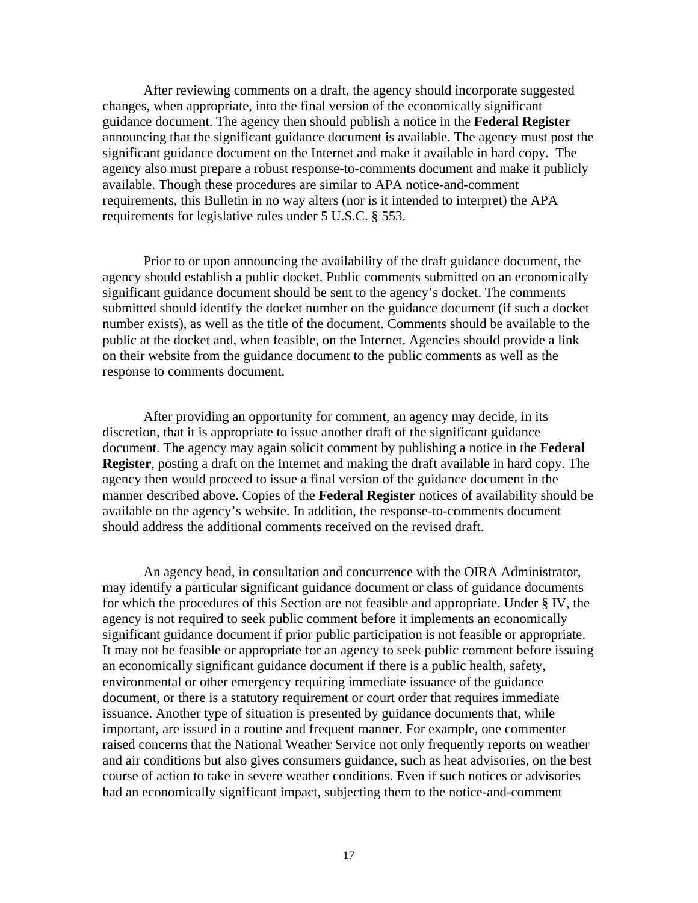After reviewing comments on a draft, the agency should incorporate suggested changes, when appropriate, into the final version of the economically significant guidance document. The agency then should publish a notice in the **Federal Register** announcing that the significant guidance document is available. The agency must post the significant guidance document on the Internet and make it available in hard copy. The agency also must prepare a robust response-to-comments document and make it publicly available. Though these procedures are similar to APA notice-and-comment requirements, this Bulletin in no way alters (nor is it intended to interpret) the APA requirements for legislative rules under 5 U.S.C. § 553.

Prior to or upon announcing the availability of the draft guidance document, the agency should establish a public docket. Public comments submitted on an economically significant guidance document should be sent to the agency's docket. The comments submitted should identify the docket number on the guidance document (if such a docket number exists), as well as the title of the document. Comments should be available to the public at the docket and, when feasible, on the Internet. Agencies should provide a link on their website from the guidance document to the public comments as well as the response to comments document.

After providing an opportunity for comment, an agency may decide, in its discretion, that it is appropriate to issue another draft of the significant guidance document. The agency may again solicit comment by publishing a notice in the **Federal Register**, posting a draft on the Internet and making the draft available in hard copy. The agency then would proceed to issue a final version of the guidance document in the manner described above. Copies of the **Federal Register** notices of availability should be available on the agency's website. In addition, the response-to-comments document should address the additional comments received on the revised draft.

An agency head, in consultation and concurrence with the OIRA Administrator, may identify a particular significant guidance document or class of guidance documents for which the procedures of this Section are not feasible and appropriate. Under § IV, the agency is not required to seek public comment before it implements an economically significant guidance document if prior public participation is not feasible or appropriate. It may not be feasible or appropriate for an agency to seek public comment before issuing an economically significant guidance document if there is a public health, safety, environmental or other emergency requiring immediate issuance of the guidance document, or there is a statutory requirement or court order that requires immediate issuance. Another type of situation is presented by guidance documents that, while important, are issued in a routine and frequent manner. For example, one commenter raised concerns that the National Weather Service not only frequently reports on weather and air conditions but also gives consumers guidance, such as heat advisories, on the best course of action to take in severe weather conditions. Even if such notices or advisories had an economically significant impact, subjecting them to the notice-and-comment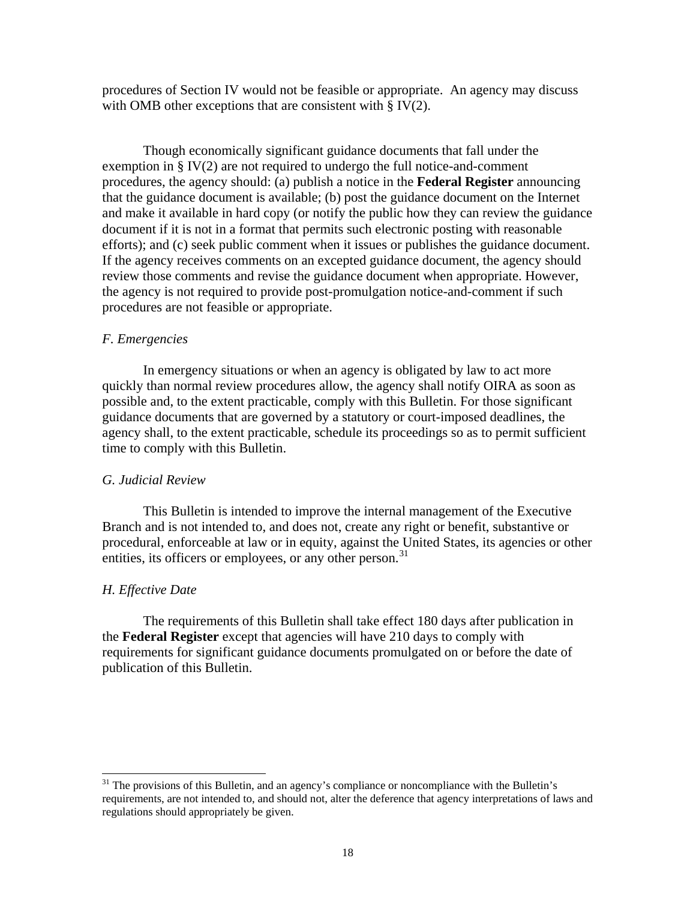procedures of Section IV would not be feasible or appropriate. An agency may discuss with OMB other exceptions that are consistent with § IV(2).

Though economically significant guidance documents that fall under the exemption in § IV(2) are not required to undergo the full notice-and-comment procedures, the agency should: (a) publish a notice in the **Federal Register** announcing that the guidance document is available; (b) post the guidance document on the Internet and make it available in hard copy (or notify the public how they can review the guidance document if it is not in a format that permits such electronic posting with reasonable efforts); and (c) seek public comment when it issues or publishes the guidance document. If the agency receives comments on an excepted guidance document, the agency should review those comments and revise the guidance document when appropriate. However, the agency is not required to provide post-promulgation notice-and-comment if such procedures are not feasible or appropriate.

*F. Emergencies*

In emergency situations or when an agency is obligated by law to act more quickly than normal review procedures allow, the agency shall notify OIRA as soon as possible and, to the extent practicable, comply with this Bulletin. For those significant guidance documents that are governed by a statutory or court-imposed deadlines, the agency shall, to the extent practicable, schedule its proceedings so as to permit sufficient time to comply with this Bulletin.

*G. Judicial Review*

This Bulletin is intended to improve the internal management of the Executive Branch and is not intended to, and does not, create any right or benefit, substantive or procedural, enforceable at law or in equity, against the United States, its agencies or other entities, its officers or employees, or any other person.[31]

*H. Effective Date*

The requirements of this Bulletin shall take effect 180 days after publication in the **Federal Register** except that agencies will have 210 days to comply with requirements for significant guidance documents promulgated on or before the date of publication of this Bulletin.

---

[31] The provisions of this Bulletin, and an agency's compliance or noncompliance with the Bulletin's requirements, are not intended to, and should not, alter the deference that agency interpretations of laws and regulations should appropriately be given.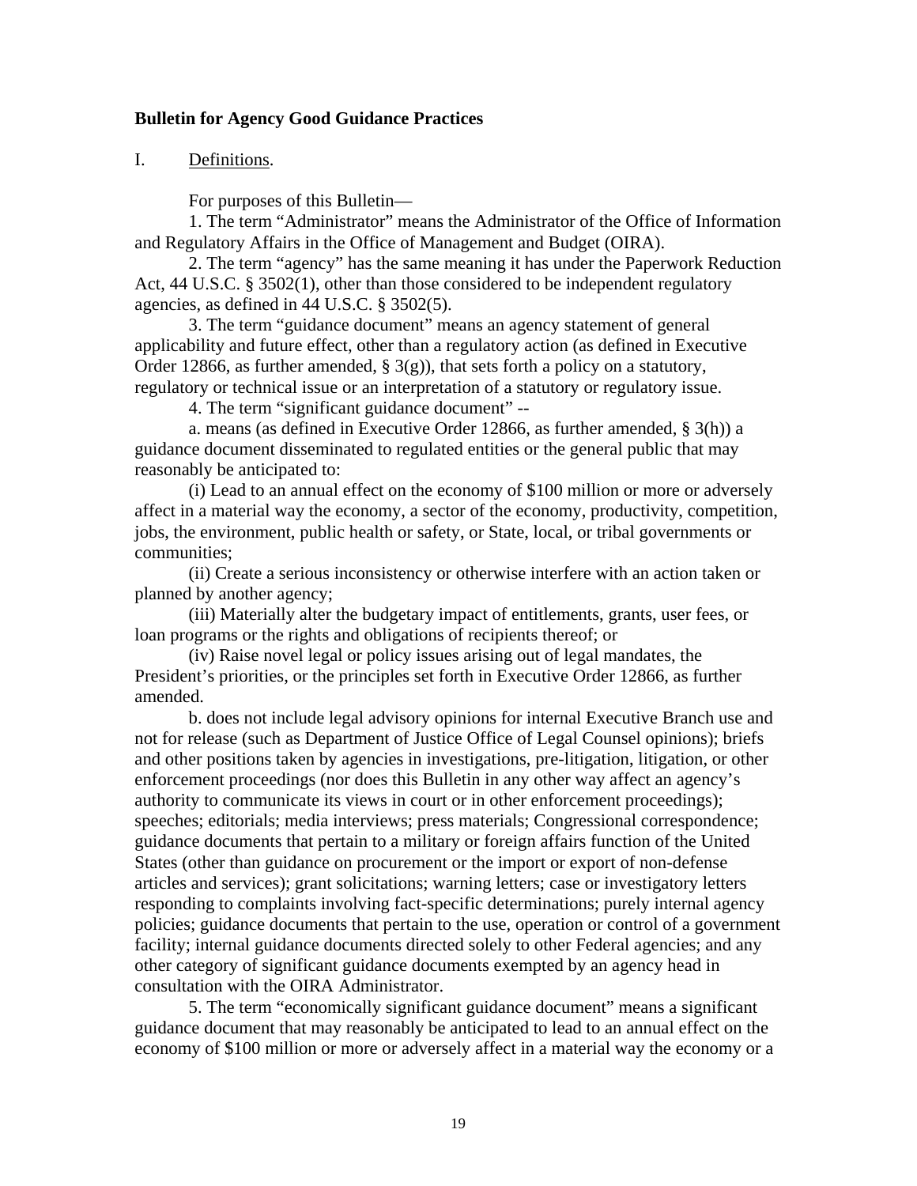**Bulletin for Agency Good Guidance Practices**

I. Definitions.

For purposes of this Bulletin—

1. The term "Administrator" means the Administrator of the Office of Information and Regulatory Affairs in the Office of Management and Budget (OIRA).

2. The term "agency" has the same meaning it has under the Paperwork Reduction Act, 44 U.S.C. § 3502(1), other than those considered to be independent regulatory agencies, as defined in 44 U.S.C. § 3502(5).

3. The term "guidance document" means an agency statement of general applicability and future effect, other than a regulatory action (as defined in Executive Order 12866, as further amended, § 3(g)), that sets forth a policy on a statutory, regulatory or technical issue or an interpretation of a statutory or regulatory issue.

4. The term "significant guidance document" --

a. means (as defined in Executive Order 12866, as further amended, § 3(h)) a guidance document disseminated to regulated entities or the general public that may reasonably be anticipated to:

(i) Lead to an annual effect on the economy of $100 million or more or adversely affect in a material way the economy, a sector of the economy, productivity, competition, jobs, the environment, public health or safety, or State, local, or tribal governments or communities;

(ii) Create a serious inconsistency or otherwise interfere with an action taken or planned by another agency;

(iii) Materially alter the budgetary impact of entitlements, grants, user fees, or loan programs or the rights and obligations of recipients thereof; or

(iv) Raise novel legal or policy issues arising out of legal mandates, the President's priorities, or the principles set forth in Executive Order 12866, as further amended.

b. does not include legal advisory opinions for internal Executive Branch use and not for release (such as Department of Justice Office of Legal Counsel opinions); briefs and other positions taken by agencies in investigations, pre-litigation, litigation, or other enforcement proceedings (nor does this Bulletin in any other way affect an agency's authority to communicate its views in court or in other enforcement proceedings); speeches; editorials; media interviews; press materials; Congressional correspondence; guidance documents that pertain to a military or foreign affairs function of the United States (other than guidance on procurement or the import or export of non-defense articles and services); grant solicitations; warning letters; case or investigatory letters responding to complaints involving fact-specific determinations; purely internal agency policies; guidance documents that pertain to the use, operation or control of a government facility; internal guidance documents directed solely to other Federal agencies; and any other category of significant guidance documents exempted by an agency head in consultation with the OIRA Administrator.

5. The term "economically significant guidance document" means a significant guidance document that may reasonably be anticipated to lead to an annual effect on the economy of $100 million or more or adversely affect in a material way the economy or a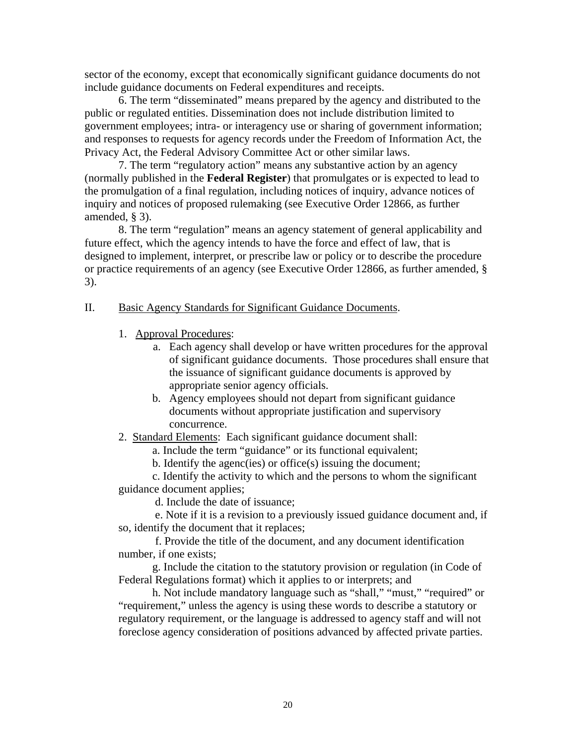sector of the economy, except that economically significant guidance documents do not include guidance documents on Federal expenditures and receipts.

6. The term "disseminated" means prepared by the agency and distributed to the public or regulated entities. Dissemination does not include distribution limited to government employees; intra- or interagency use or sharing of government information; and responses to requests for agency records under the Freedom of Information Act, the Privacy Act, the Federal Advisory Committee Act or other similar laws.

7. The term "regulatory action" means any substantive action by an agency (normally published in the **Federal Register**) that promulgates or is expected to lead to the promulgation of a final regulation, including notices of inquiry, advance notices of inquiry and notices of proposed rulemaking (see Executive Order 12866, as further amended, § 3).

8. The term "regulation" means an agency statement of general applicability and future effect, which the agency intends to have the force and effect of law, that is designed to implement, interpret, or prescribe law or policy or to describe the procedure or practice requirements of an agency (see Executive Order 12866, as further amended, § 3).

II. Basic Agency Standards for Significant Guidance Documents.

1. Approval Procedures:
   a. Each agency shall develop or have written procedures for the approval of significant guidance documents. Those procedures shall ensure that the issuance of significant guidance documents is approved by appropriate senior agency officials.
   b. Agency employees should not depart from significant guidance documents without appropriate justification and supervisory concurrence.
2. Standard Elements: Each significant guidance document shall:

   a. Include the term "guidance" or its functional equivalent;

   b. Identify the agenc(ies) or office(s) issuing the document;

   c. Identify the activity to which and the persons to whom the significant guidance document applies;

   d. Include the date of issuance;

   e. Note if it is a revision to a previously issued guidance document and, if so, identify the document that it replaces;

   f. Provide the title of the document, and any document identification number, if one exists;

   g. Include the citation to the statutory provision or regulation (in Code of Federal Regulations format) which it applies to or interprets; and

   h. Not include mandatory language such as "shall," "must," "required" or "requirement," unless the agency is using these words to describe a statutory or regulatory requirement, or the language is addressed to agency staff and will not foreclose agency consideration of positions advanced by affected private parties.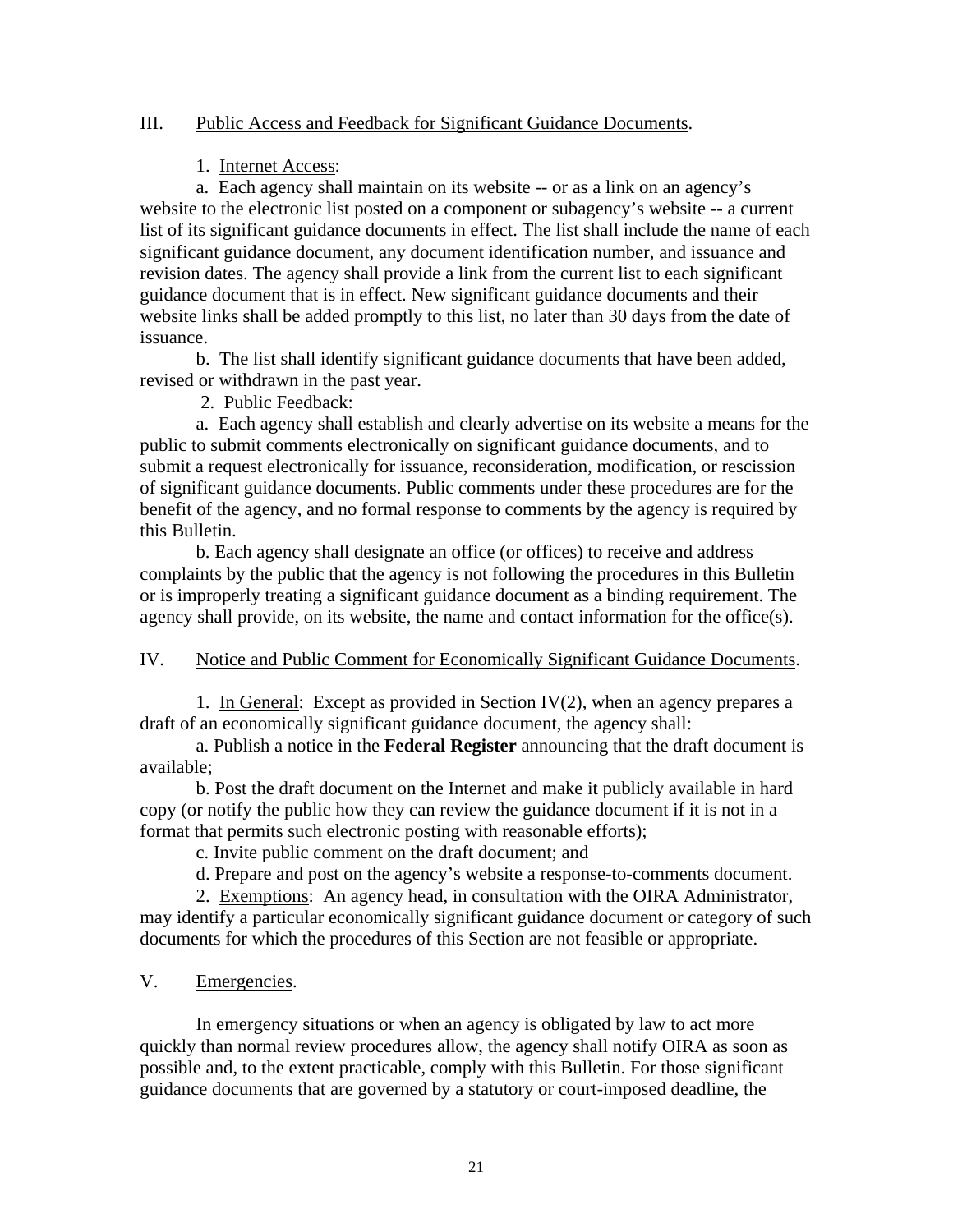## III. Public Access and Feedback for Significant Guidance Documents.

1. Internet Access:

a. Each agency shall maintain on its website -- or as a link on an agency's website to the electronic list posted on a component or subagency's website -- a current list of its significant guidance documents in effect. The list shall include the name of each significant guidance document, any document identification number, and issuance and revision dates. The agency shall provide a link from the current list to each significant guidance document that is in effect. New significant guidance documents and their website links shall be added promptly to this list, no later than 30 days from the date of issuance.

b. The list shall identify significant guidance documents that have been added, revised or withdrawn in the past year.

2. Public Feedback:

a. Each agency shall establish and clearly advertise on its website a means for the public to submit comments electronically on significant guidance documents, and to submit a request electronically for issuance, reconsideration, modification, or rescission of significant guidance documents. Public comments under these procedures are for the benefit of the agency, and no formal response to comments by the agency is required by this Bulletin.

b. Each agency shall designate an office (or offices) to receive and address complaints by the public that the agency is not following the procedures in this Bulletin or is improperly treating a significant guidance document as a binding requirement. The agency shall provide, on its website, the name and contact information for the office(s).

## IV. Notice and Public Comment for Economically Significant Guidance Documents.

1. In General: Except as provided in Section IV(2), when an agency prepares a draft of an economically significant guidance document, the agency shall:

a. Publish a notice in the **Federal Register** announcing that the draft document is available;

b. Post the draft document on the Internet and make it publicly available in hard copy (or notify the public how they can review the guidance document if it is not in a format that permits such electronic posting with reasonable efforts);

c. Invite public comment on the draft document; and

d. Prepare and post on the agency's website a response-to-comments document.

2. Exemptions: An agency head, in consultation with the OIRA Administrator, may identify a particular economically significant guidance document or category of such documents for which the procedures of this Section are not feasible or appropriate.

## V. Emergencies.

In emergency situations or when an agency is obligated by law to act more quickly than normal review procedures allow, the agency shall notify OIRA as soon as possible and, to the extent practicable, comply with this Bulletin. For those significant guidance documents that are governed by a statutory or court-imposed deadline, the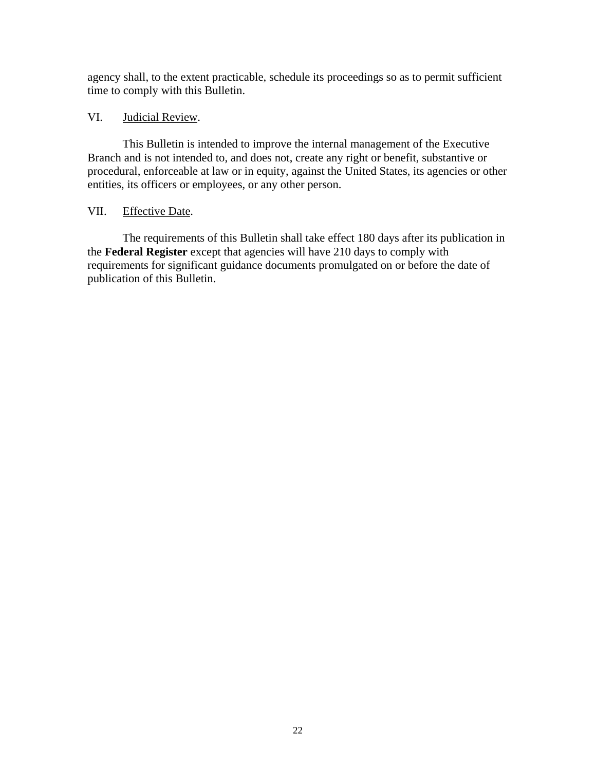agency shall, to the extent practicable, schedule its proceedings so as to permit sufficient time to comply with this Bulletin.

VI. Judicial Review.

This Bulletin is intended to improve the internal management of the Executive Branch and is not intended to, and does not, create any right or benefit, substantive or procedural, enforceable at law or in equity, against the United States, its agencies or other entities, its officers or employees, or any other person.

VII. Effective Date.

The requirements of this Bulletin shall take effect 180 days after its publication in the **Federal Register** except that agencies will have 210 days to comply with requirements for significant guidance documents promulgated on or before the date of publication of this Bulletin.